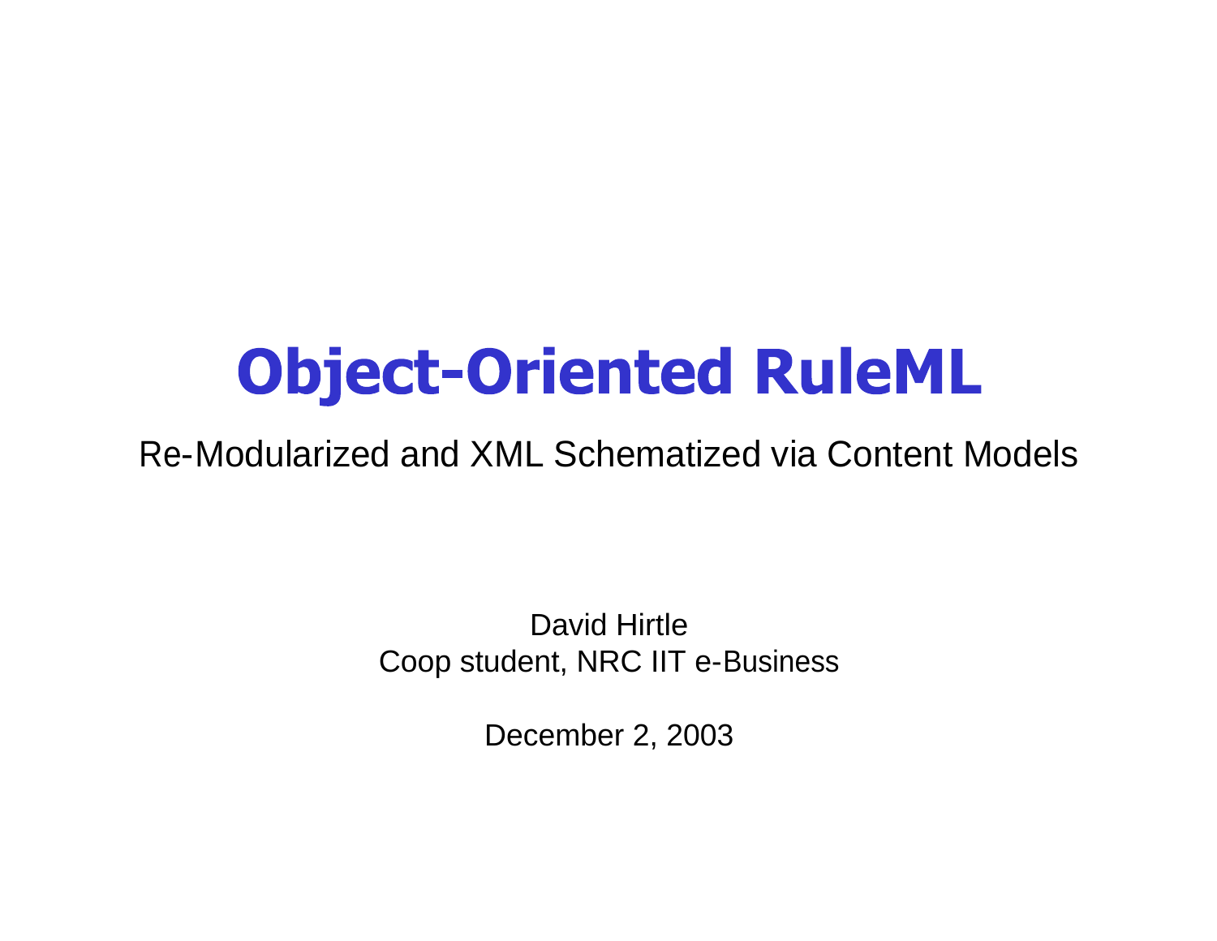# Object-Oriented RuleML

Re-Modularized and XML Schematized via Content Models

David Hirtle
Coop student, NRC IIT e-Business

December 2, 2003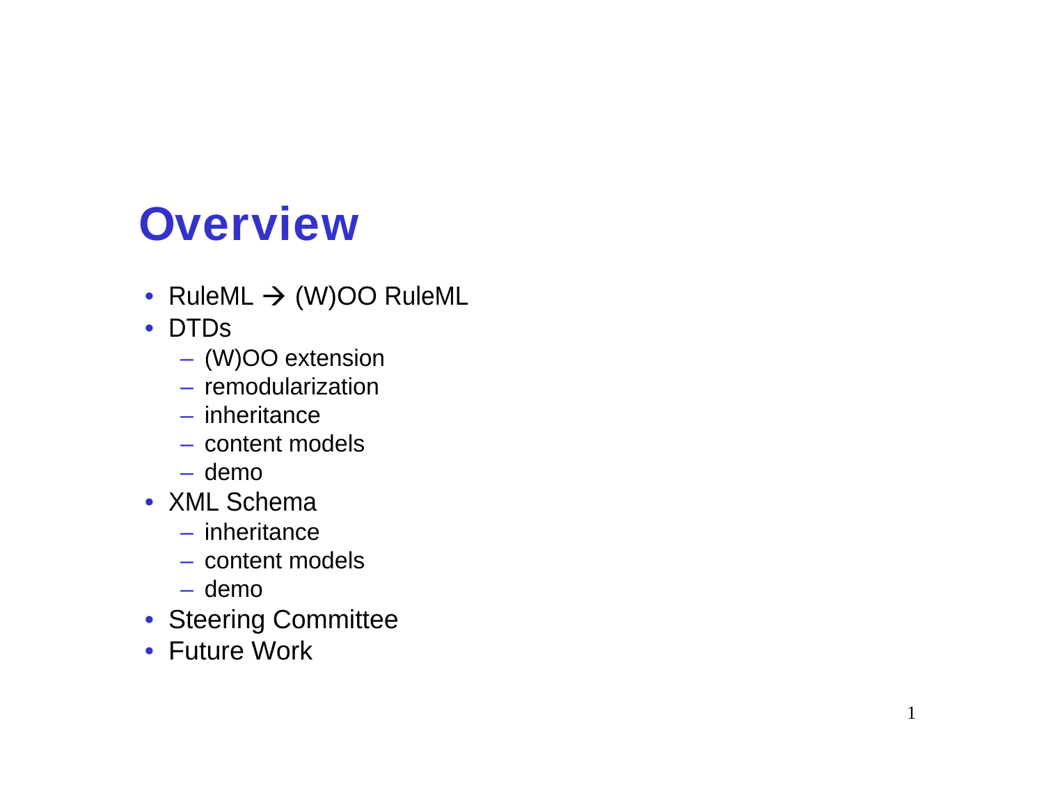# Overview

- RuleML → (W)OO RuleML
- DTDs
  - (W)OO extension
  - remodularization
  - inheritance
  - content models
  - demo
- XML Schema
  - inheritance
  - content models
  - demo
- Steering Committee
- Future Work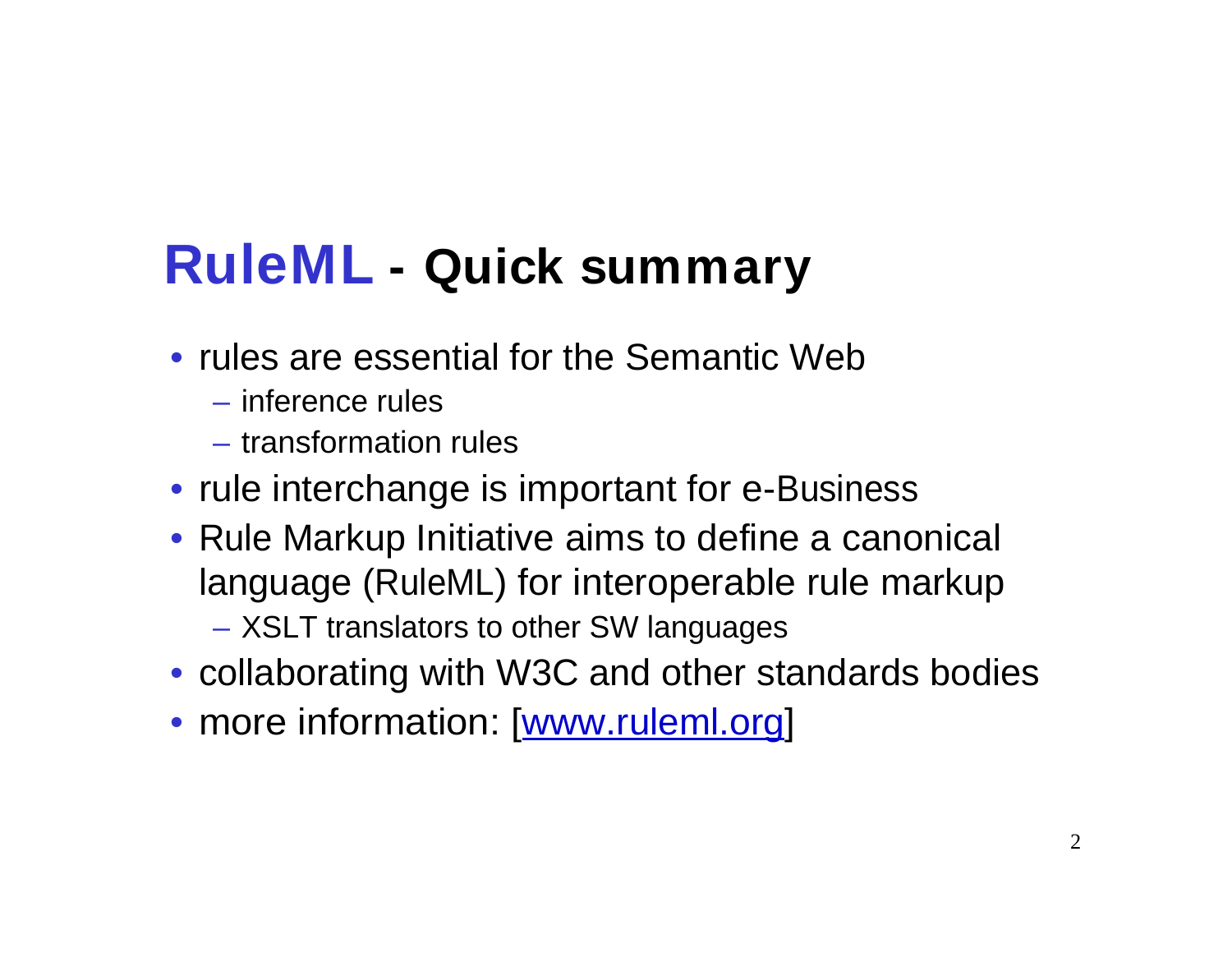# RuleML - Quick summary

- rules are essential for the Semantic Web
  - inference rules
  - transformation rules
- rule interchange is important for e-Business
- Rule Markup Initiative aims to define a canonical language (RuleML) for interoperable rule markup
  - XSLT translators to other SW languages
- collaborating with W3C and other standards bodies
- more information: [www.ruleml.org]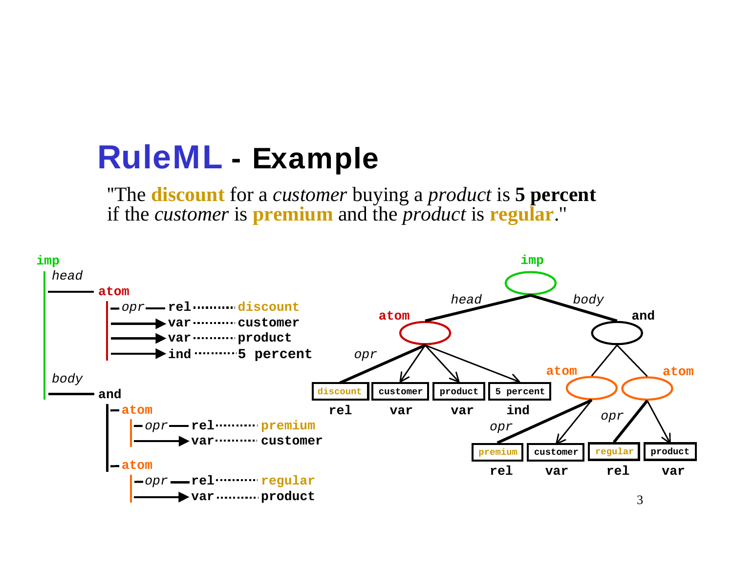# RuleML - Example

"The **discount** for a *customer* buying a *product* is **5 percent**
if the *customer* is **premium** and the *product* is **regular**."

```
imp
 head
 ─── atom
      ─ opr ── rel ·········· discount
      ──────► var ·········· customer
      ──────► var ·········· product
      ──────► ind ·········· 5 percent
 body
 ─── and
      ─ atom
         ─ opr ── rel ·········· premium
         ──────► var ·········· customer
      ─ atom
         ─ opr ── rel ·········· regular
         ──────► var ·········· product
```

```
                         imp
              head              body
         atom                          and
  opr                                atom      atom
discount  customer  product  5 percent
  rel       var       var      ind
                                  opr          opr
                            premium  customer  regular  product
                              rel      var       rel      var
```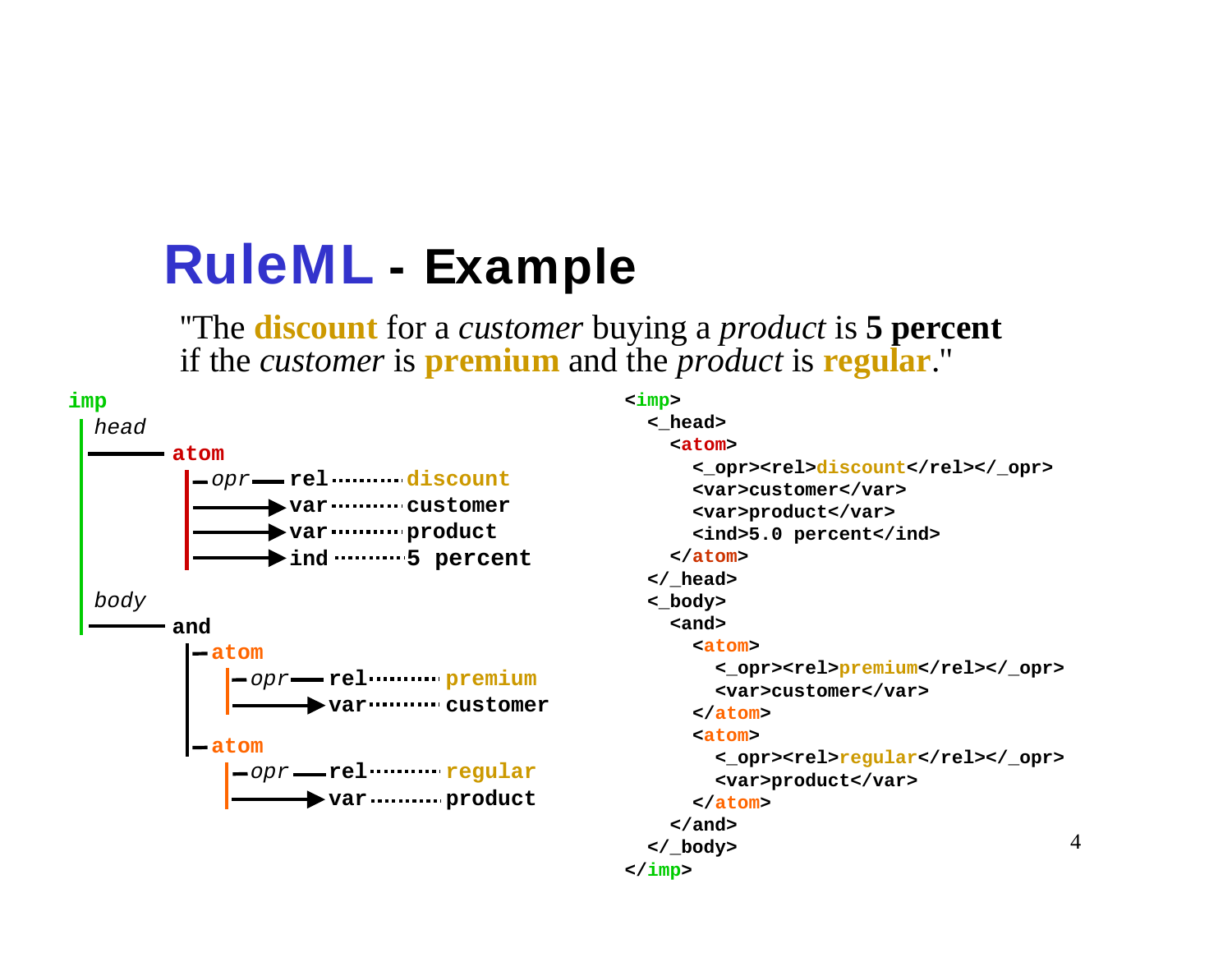# RuleML - Example

"The **discount** for a *customer* buying a *product* is **5 percent** if the *customer* is **premium** and the *product* is **regular**."

```
imp
 | head
 |------ atom
 |        |- opr -- rel ......... discount
 |        |------> var ......... customer
 |        |------> var ......... product
 |        |------> ind ......... 5 percent
 |
 | body
 |------ and
          |- atom
          |   |- opr -- rel ......... premium
          |   |------> var ......... customer
          |
          |- atom
              |- opr -- rel ......... regular
              |------> var ......... product
```

```xml
<imp>
  <_head>
    <atom>
      <_opr><rel>discount</rel></_opr>
      <var>customer</var>
      <var>product</var>
      <ind>5.0 percent</ind>
    </atom>
  </_head>
  <_body>
    <and>
      <atom>
        <_opr><rel>premium</rel></_opr>
        <var>customer</var>
      </atom>
      <atom>
        <_opr><rel>regular</rel></_opr>
        <var>product</var>
      </atom>
    </and>
  </_body>
</imp>
```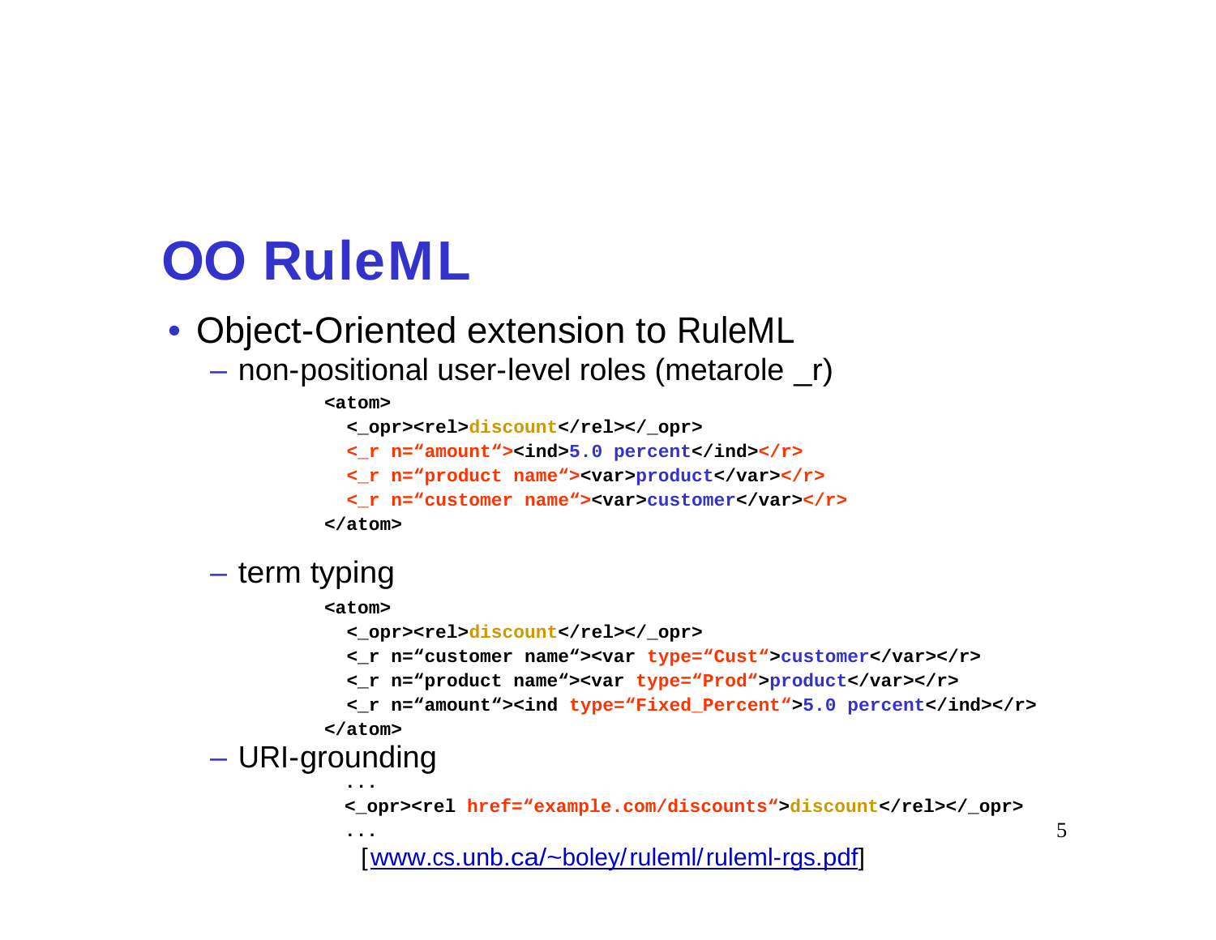# OO RuleML

- Object-Oriented extension to RuleML
  - non-positional user-level roles (metarole _r)

```
<atom>
  <_opr><rel>discount</rel></_opr>
  <_r n="amount"><ind>5.0 percent</ind></r>
  <_r n="product name"><var>product</var></r>
  <_r n="customer name"><var>customer</var></r>
</atom>
```

  - term typing

```
<atom>
  <_opr><rel>discount</rel></_opr>
  <_r n="customer name"><var type="Cust">customer</var></r>
  <_r n="product name"><var type="Prod">product</var></r>
  <_r n="amount"><ind type="Fixed_Percent">5.0 percent</ind></r>
</atom>
```

  - URI-grounding

```
...
<_opr><rel href="example.com/discounts">discount</rel></_opr>
...
```

[www.cs.unb.ca/~boley/ruleml/ruleml-rgs.pdf]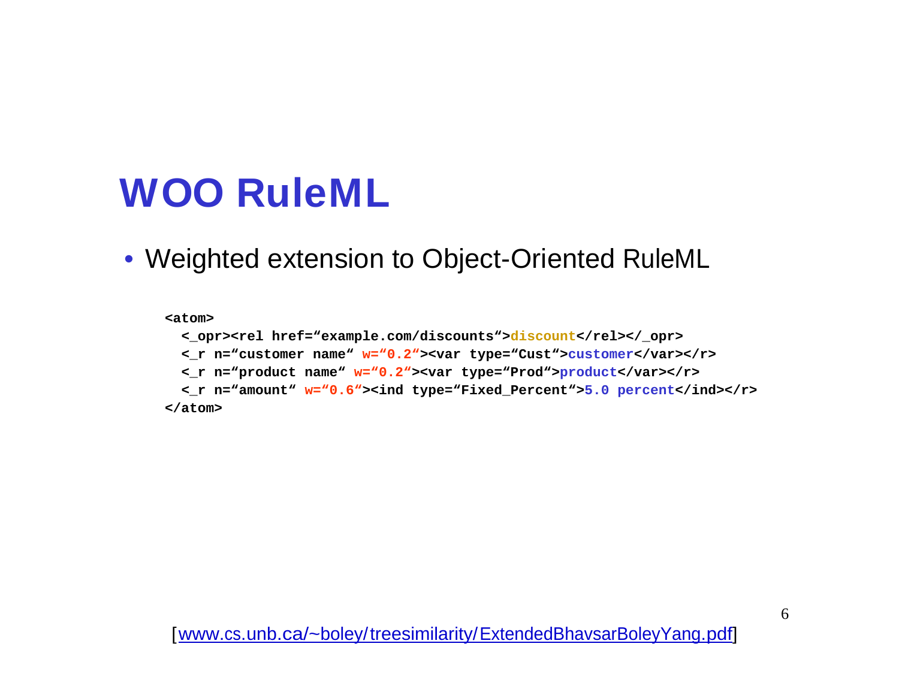# WOO RuleML

- Weighted extension to Object-Oriented RuleML

```
<atom>
  <_opr><rel href=“example.com/discounts“>discount</rel></_opr>
  <_r n=“customer name“ w=“0.2“><var type=“Cust“>customer</var></r>
  <_r n=“product name“ w=“0.2“><var type=“Prod“>product</var></r>
  <_r n=“amount“ w=“0.6“><ind type=“Fixed_Percent“>5.0 percent</ind></r>
</atom>
```

[www.cs.unb.ca/~boley/treesimilarity/ExtendedBhavsarBoleyYang.pdf]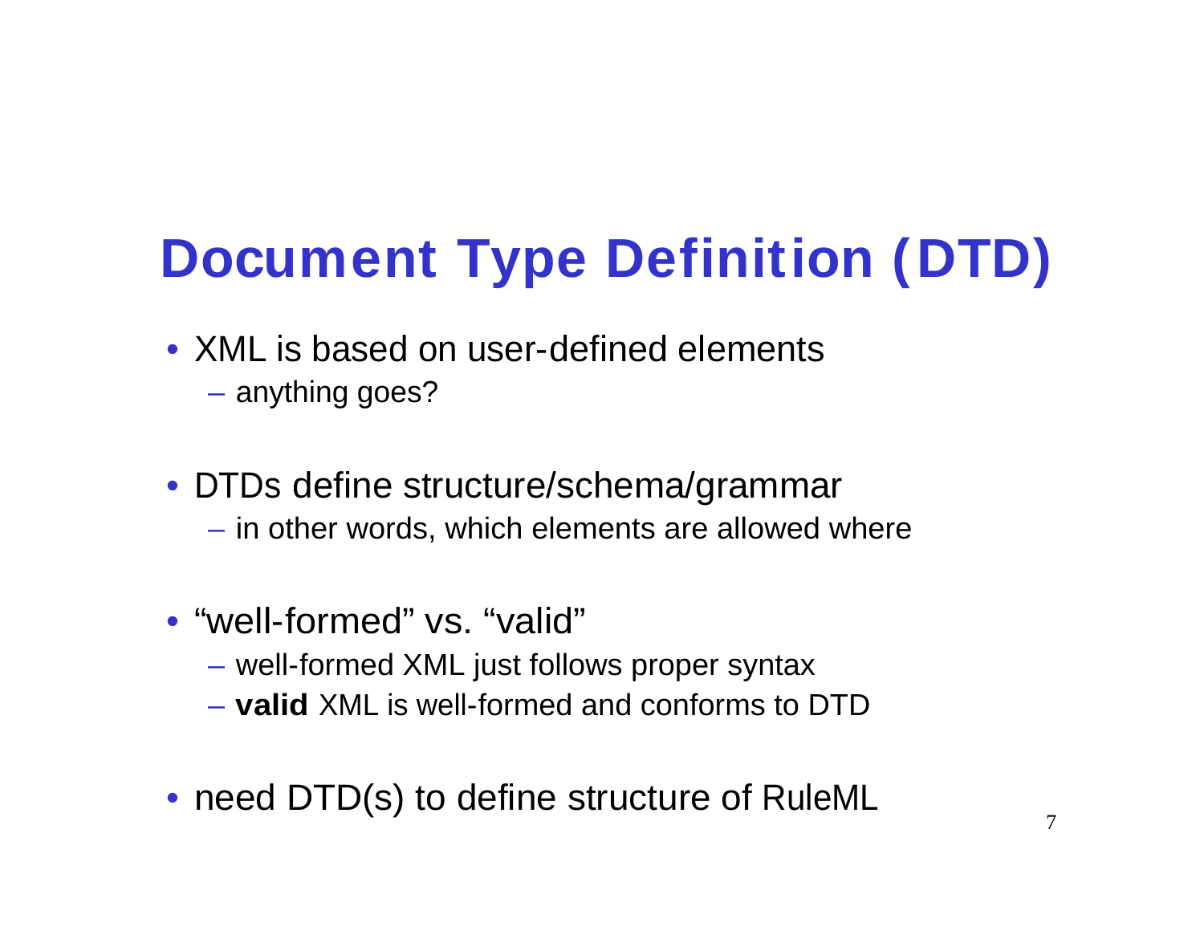# Document Type Definition (DTD)

- XML is based on user-defined elements
  - anything goes?
- DTDs define structure/schema/grammar
  - in other words, which elements are allowed where
- “well-formed” vs. “valid”
  - well-formed XML just follows proper syntax
  - **valid** XML is well-formed and conforms to DTD
- need DTD(s) to define structure of RuleML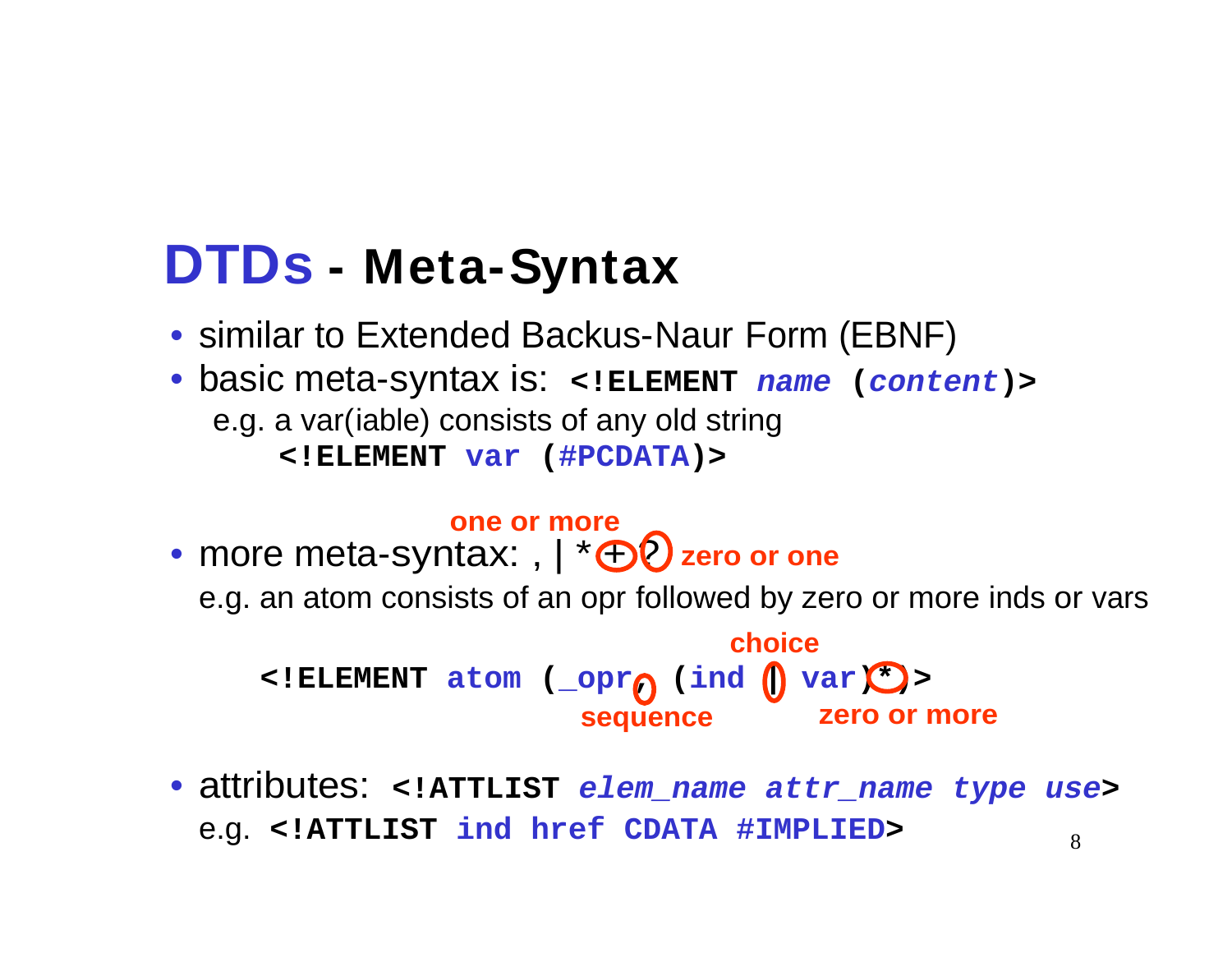# DTDs - Meta-Syntax

- similar to Extended Backus-Naur Form (EBNF)
- basic meta-syntax is: `<!ELEMENT name (content)>`

  e.g. a var(iable) consists of any old string

  ```
  <!ELEMENT var (#PCDATA)>
  ```

- more meta-syntax: , | * + ?

  (+ : one or more; ? : zero or one)

  e.g. an atom consists of an opr followed by zero or more inds or vars

  ```
  <!ELEMENT atom (_opr, (ind | var)*)>
  ```

  (, : sequence; | : choice; * : zero or more)

- attributes: `<!ATTLIST elem_name attr_name type use>`

  e.g. `<!ATTLIST ind href CDATA #IMPLIED>`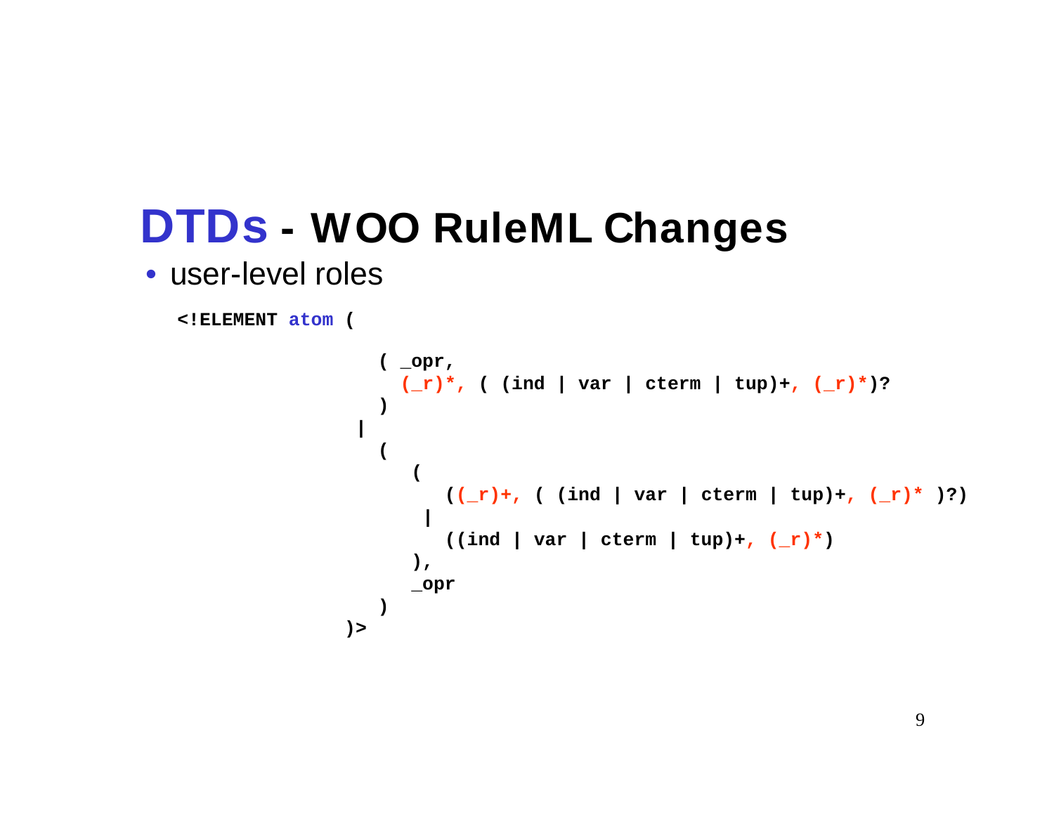# DTDs - WOO RuleML Changes

- user-level roles

```
<!ELEMENT atom (

                  ( _opr,
                    (_r)*, ( (ind | var | cterm | tup)+, (_r)*)?
                  )
                 |
                  (
                     (
                        ((_r)+, ( (ind | var | cterm | tup)+, (_r)* )?)
                      |
                        ((ind | var | cterm | tup)+, (_r)*)
                     ),
                     _opr
                  )
               )>
```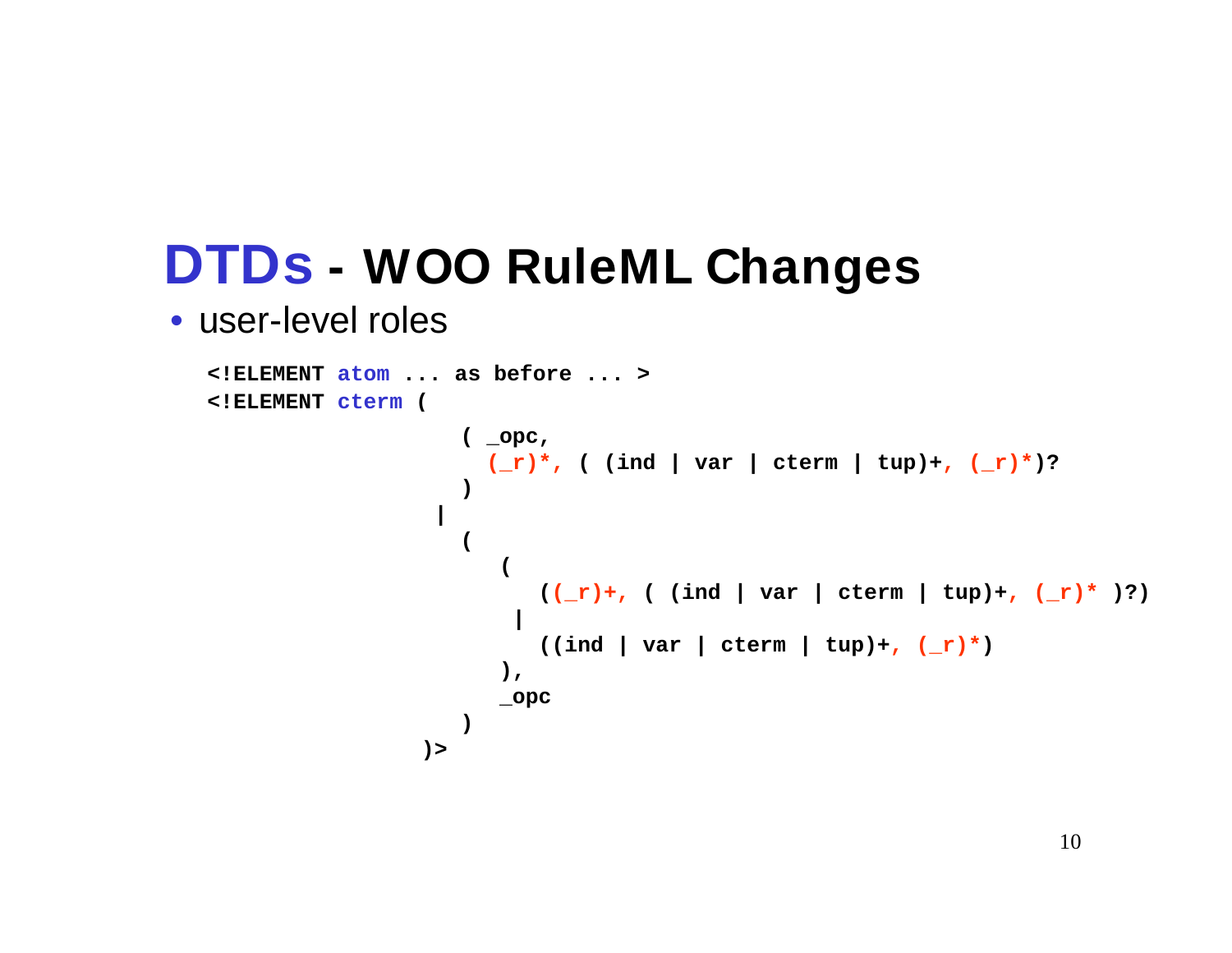# DTDs - WOO RuleML Changes

- user-level roles

```
<!ELEMENT atom ... as before ... >
<!ELEMENT cterm (
                    ( _opc,
                      (_r)*, ( (ind | var | cterm | tup)+, (_r)*)?
                    )
                  |
                    (
                       (
                          ((_r)+, ( (ind | var | cterm | tup)+, (_r)* )?)
                        |
                          ((ind | var | cterm | tup)+, (_r)*)
                       ),
                       _opc
                    )
                 )>
```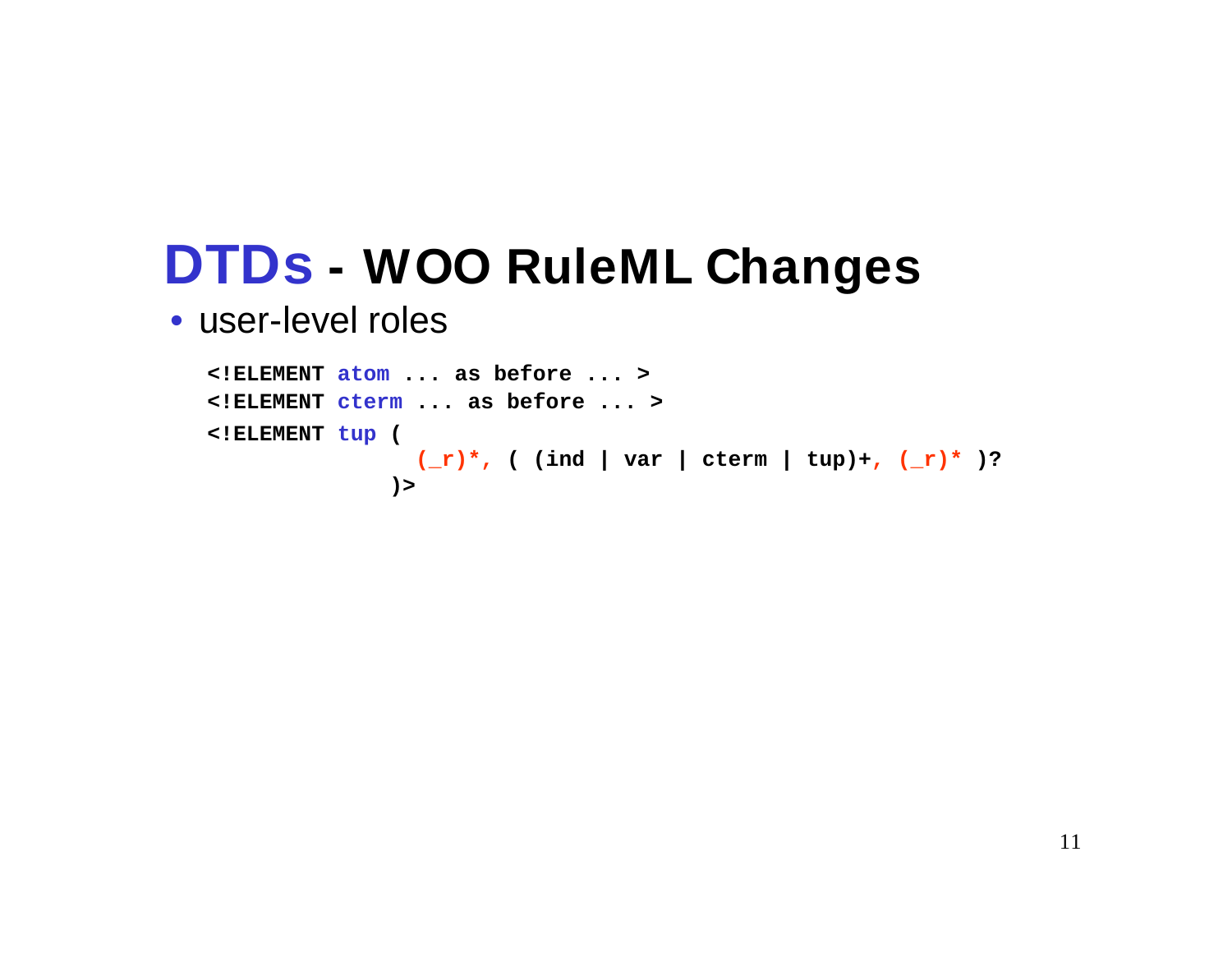# DTDs - WOO RuleML Changes

- user-level roles

```
<!ELEMENT atom ... as before ... >
<!ELEMENT cterm ... as before ... >
<!ELEMENT tup (
            (_r)*, ( (ind | var | cterm | tup)+, (_r)* )?
          )>
```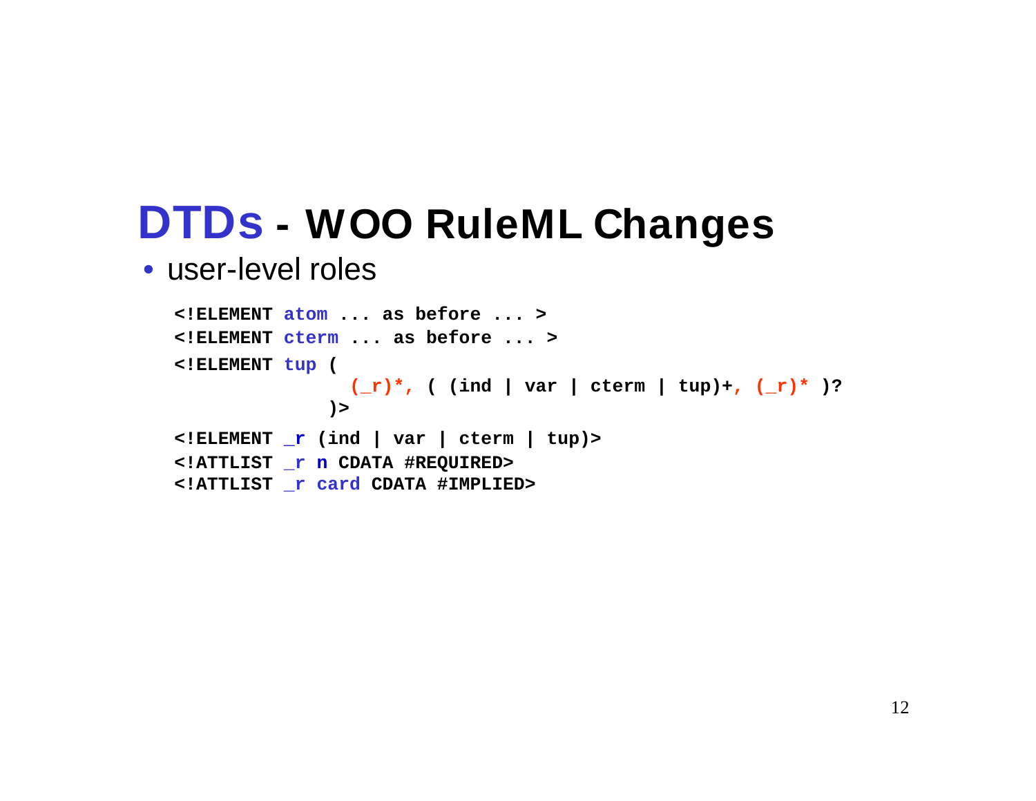# DTDs - WOO RuleML Changes

- user-level roles

```
<!ELEMENT atom ... as before ... >
<!ELEMENT cterm ... as before ... >
<!ELEMENT tup (
                (_r)*, ( (ind | var | cterm | tup)+, (_r)* )?
              )>
<!ELEMENT _r (ind | var | cterm | tup)>
<!ATTLIST _r n CDATA #REQUIRED>
<!ATTLIST _r card CDATA #IMPLIED>
```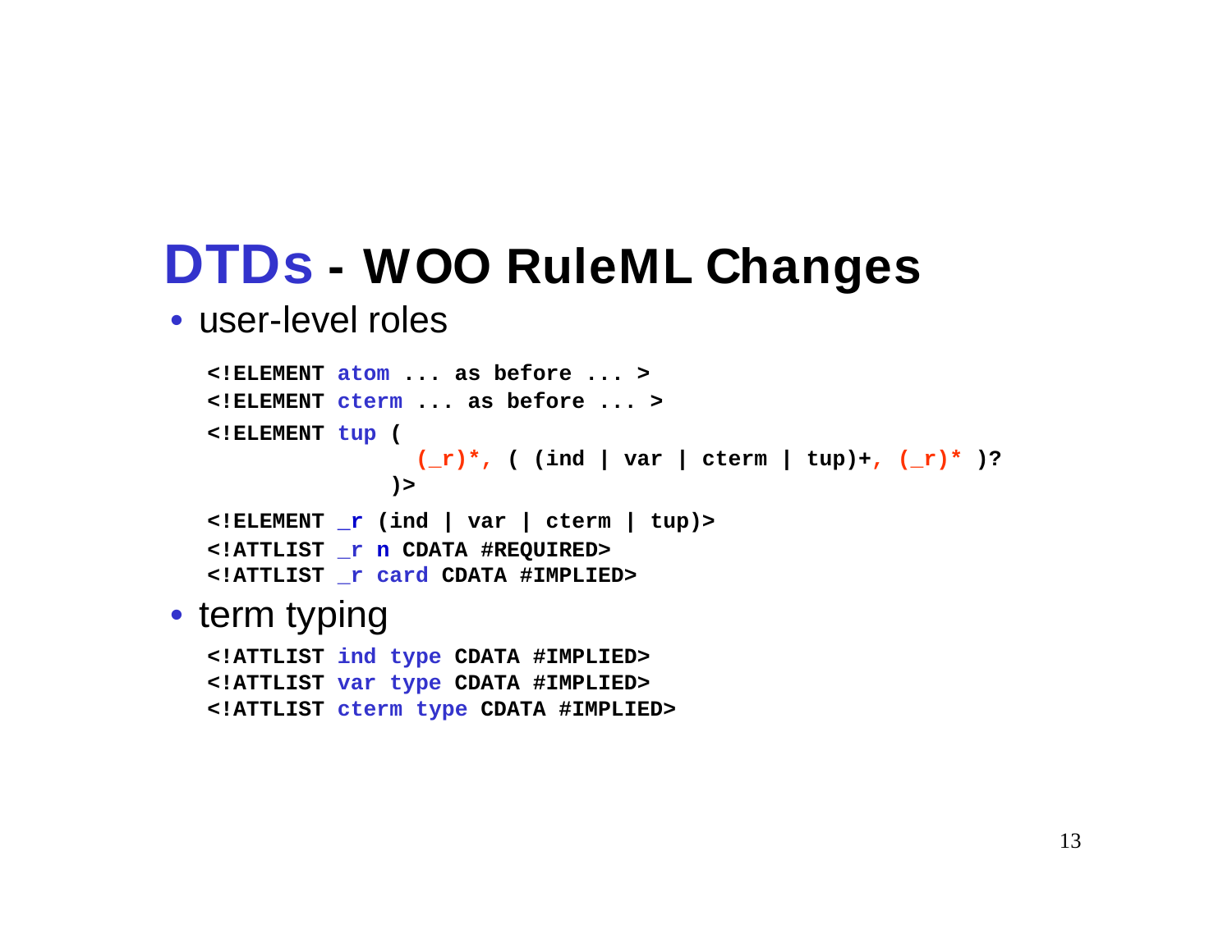# DTDs - WOO RuleML Changes

- user-level roles

```
<!ELEMENT atom ... as before ... >
<!ELEMENT cterm ... as before ... >
<!ELEMENT tup (
            (_r)*, ( (ind | var | cterm | tup)+, (_r)* )?
          )>
<!ELEMENT _r (ind | var | cterm | tup)>
<!ATTLIST _r n CDATA #REQUIRED>
<!ATTLIST _r card CDATA #IMPLIED>
```

- term typing

```
<!ATTLIST ind type CDATA #IMPLIED>
<!ATTLIST var type CDATA #IMPLIED>
<!ATTLIST cterm type CDATA #IMPLIED>
```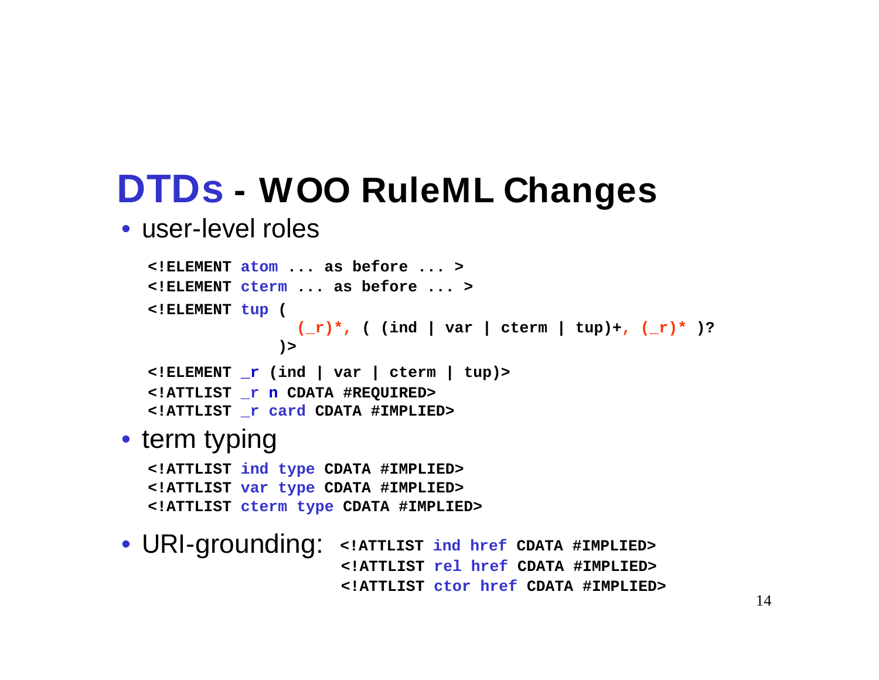# DTDs - WOO RuleML Changes

- user-level roles

```
<!ELEMENT atom ... as before ... >
<!ELEMENT cterm ... as before ... >
<!ELEMENT tup (
               (_r)*, ( (ind | var | cterm | tup)+, (_r)* )?
             )>
<!ELEMENT _r (ind | var | cterm | tup)>
<!ATTLIST _r n CDATA #REQUIRED>
<!ATTLIST _r card CDATA #IMPLIED>
```

- term typing

```
<!ATTLIST ind type CDATA #IMPLIED>
<!ATTLIST var type CDATA #IMPLIED>
<!ATTLIST cterm type CDATA #IMPLIED>
```

- URI-grounding:

```
<!ATTLIST ind href CDATA #IMPLIED>
<!ATTLIST rel href CDATA #IMPLIED>
<!ATTLIST ctor href CDATA #IMPLIED>
```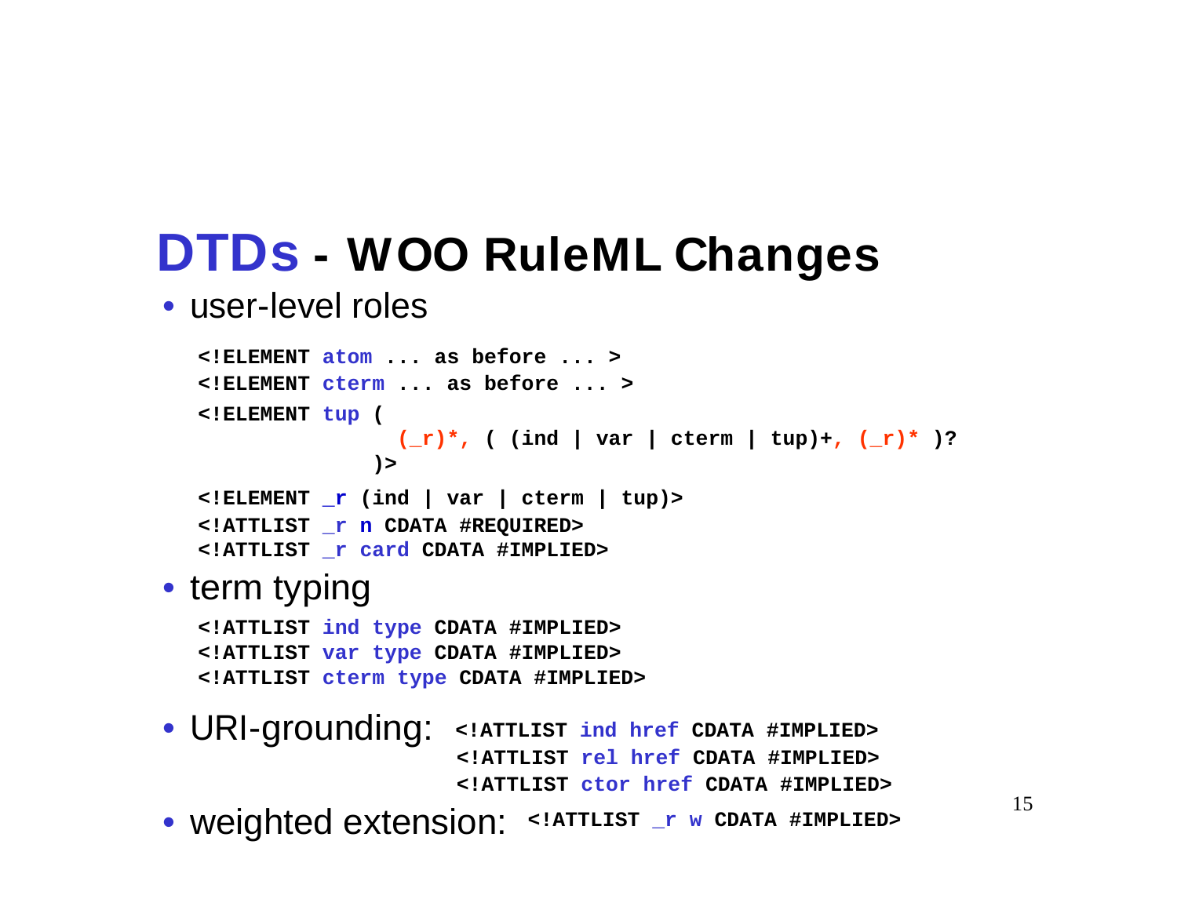# DTDs - WOO RuleML Changes

- user-level roles

```
<!ELEMENT atom ... as before ... >
<!ELEMENT cterm ... as before ... >
<!ELEMENT tup (
              (_r)*, ( (ind | var | cterm | tup)+, (_r)* )?
             )>
<!ELEMENT _r (ind | var | cterm | tup)>
<!ATTLIST _r n CDATA #REQUIRED>
<!ATTLIST _r card CDATA #IMPLIED>
```

- term typing

```
<!ATTLIST ind type CDATA #IMPLIED>
<!ATTLIST var type CDATA #IMPLIED>
<!ATTLIST cterm type CDATA #IMPLIED>
```

- URI-grounding:

```
<!ATTLIST ind href CDATA #IMPLIED>
<!ATTLIST rel href CDATA #IMPLIED>
<!ATTLIST ctor href CDATA #IMPLIED>
```

- weighted extension:

```
<!ATTLIST _r w CDATA #IMPLIED>
```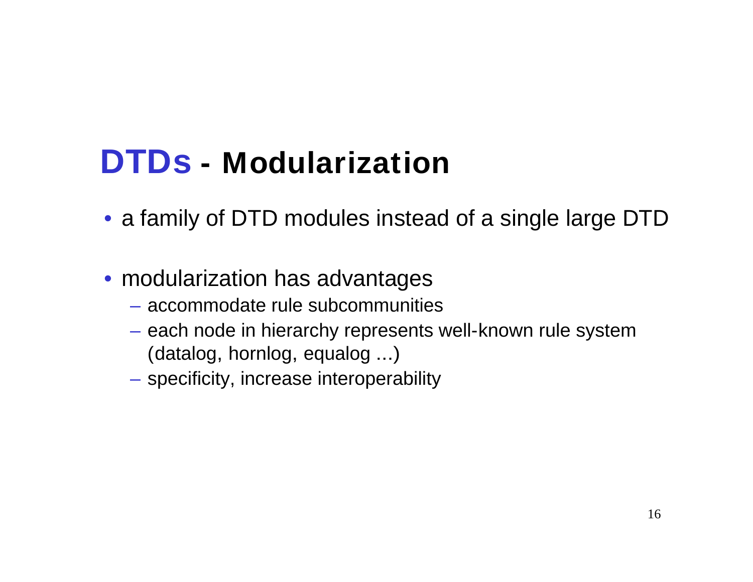# DTDs - Modularization

- a family of DTD modules instead of a single large DTD

- modularization has advantages
  - accommodate rule subcommunities
  - each node in hierarchy represents well-known rule system (datalog, hornlog, equalog ...)
  - specificity, increase interoperability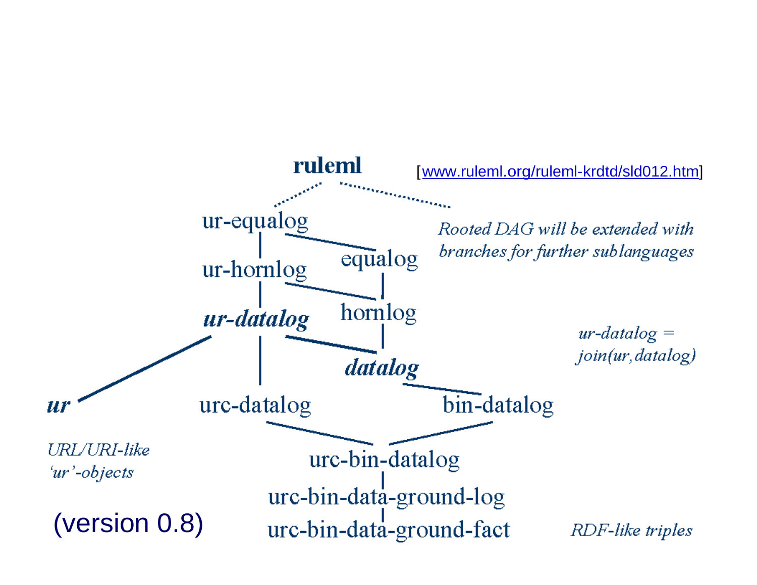**ruleml** [www.ruleml.org/ruleml-krdtd/sld012.htm]

ur-equalog

ur-hornlog

***ur-datalog***

equalog

hornlog

***datalog***

*Rooted DAG will be extended with branches for further sublanguages*

*ur-datalog = join(ur,datalog)*

***ur***

urc-datalog

bin-datalog

*URL/URI-like 'ur'-objects*

urc-bin-datalog

urc-bin-data-ground-log

urc-bin-data-ground-fact

*RDF-like triples*

(version 0.8)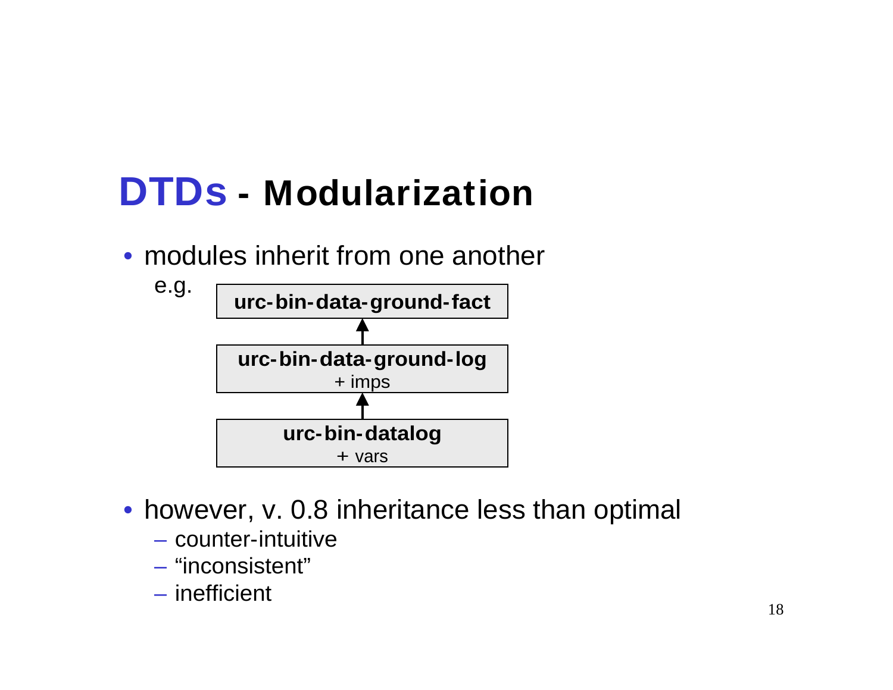# DTDs - Modularization

- modules inherit from one another

  e.g.

  **urc-bin-data-ground-fact**

  ↑

  **urc-bin-data-ground-log**
  + imps

  ↑

  **urc-bin-datalog**
  + vars

- however, v. 0.8 inheritance less than optimal
  - counter-intuitive
  - “inconsistent”
  - inefficient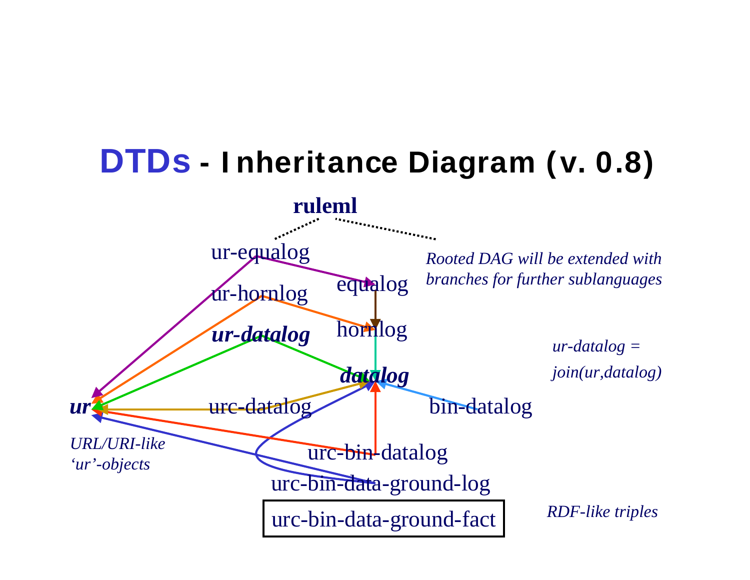# DTDs - Inheritance Diagram (v. 0.8)

**ruleml**

ur-equalog

ur-hornlog

***ur-datalog***

equalog

hornlog

***datalog***

***ur***

urc-datalog

bin-datalog

urc-bin-datalog

urc-bin-data-ground-log

urc-bin-data-ground-fact

*Rooted DAG will be extended with branches for further sublanguages*

*ur-datalog = join(ur,datalog)*

*URL/URI-like 'ur'-objects*

*RDF-like triples*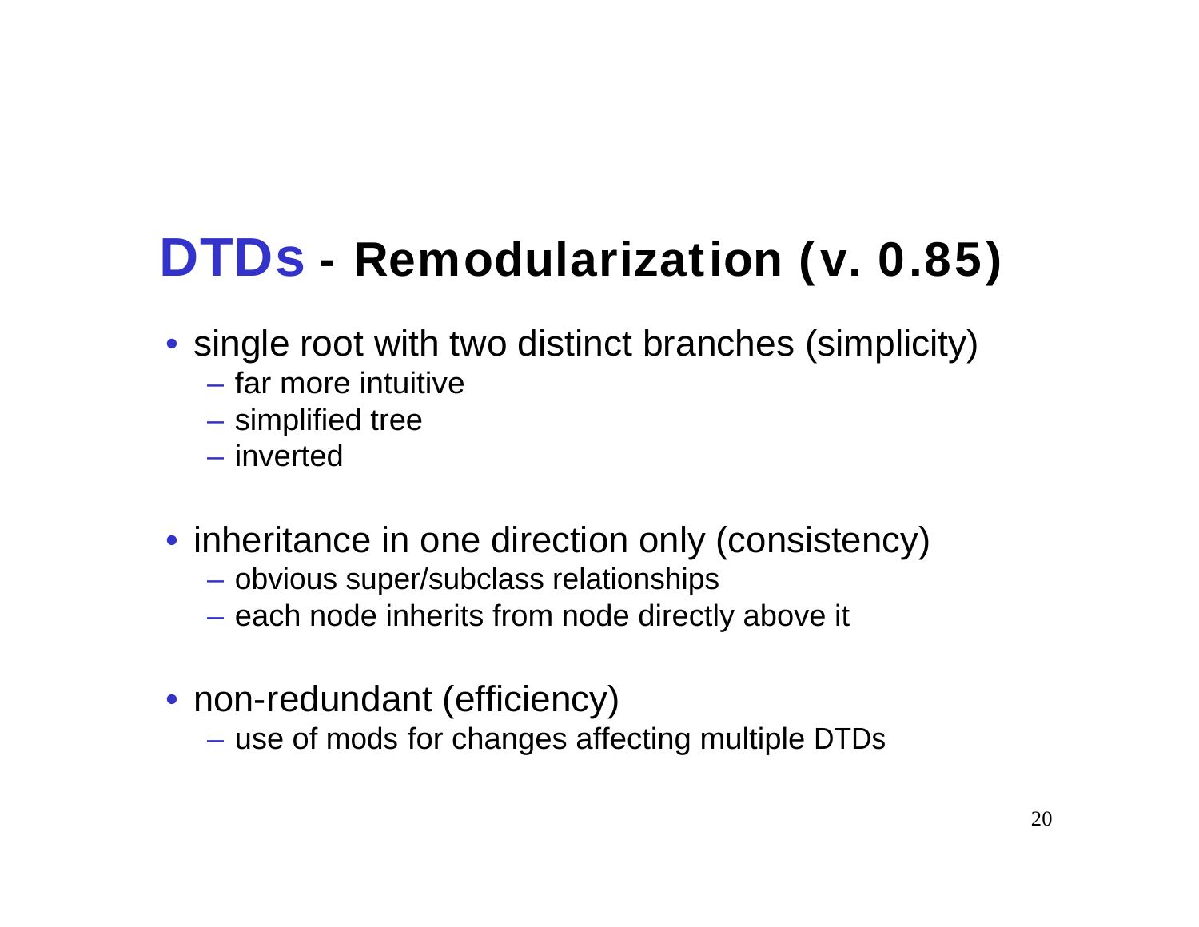# DTDs - Remodularization (v. 0.85)

- single root with two distinct branches (simplicity)
  - far more intuitive
  - simplified tree
  - inverted
- inheritance in one direction only (consistency)
  - obvious super/subclass relationships
  - each node inherits from node directly above it
- non-redundant (efficiency)
  - use of mods for changes affecting multiple DTDs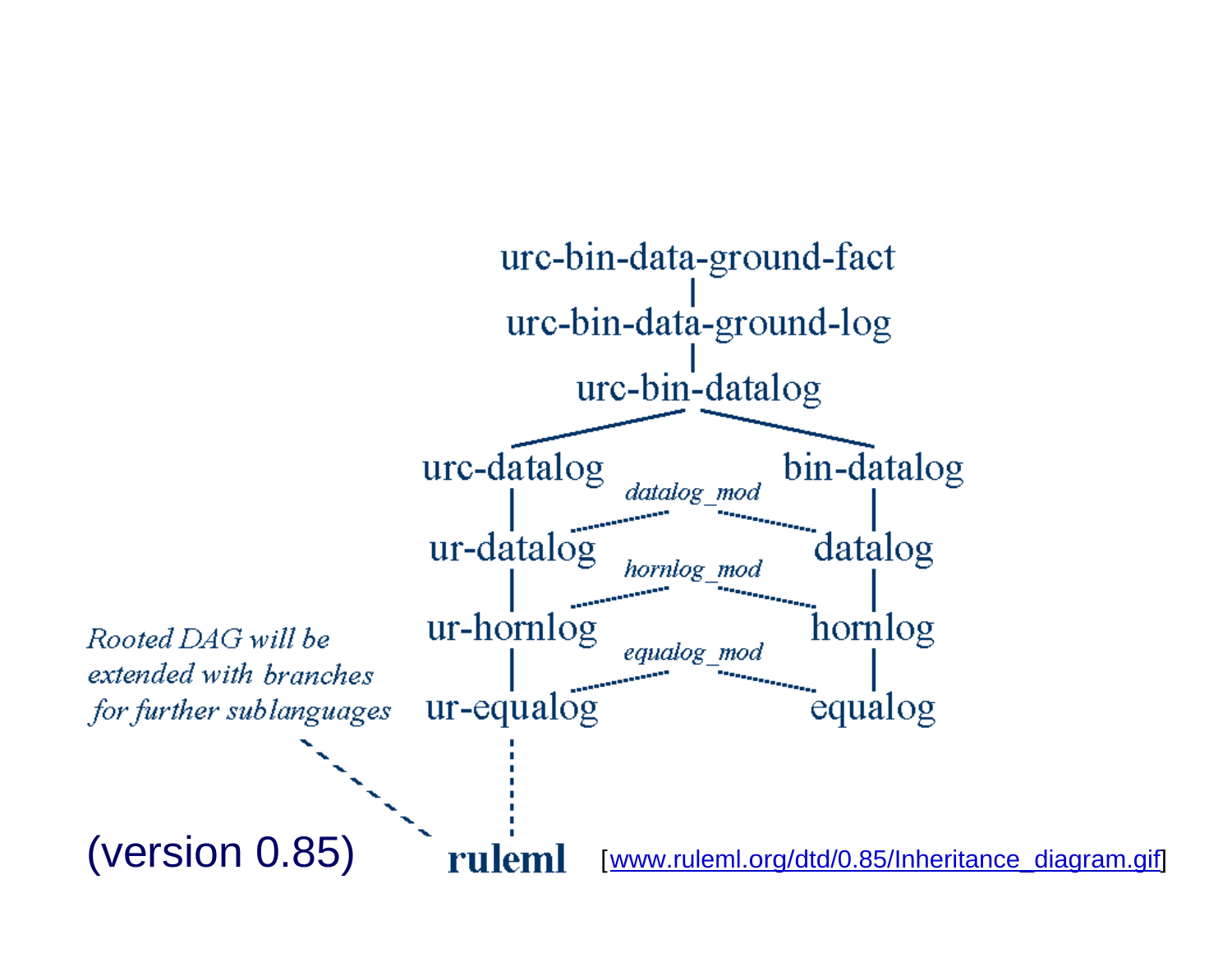urc-bin-data-ground-fact

urc-bin-data-ground-log

urc-bin-datalog

urc-datalog | bin-datalog

*datalog_mod*

ur-datalog | datalog

*hornlog_mod*

ur-hornlog | hornlog

*equalog_mod*

ur-equalog | equalog

*Rooted DAG will be extended with branches for further sublanguages*

(version 0.85)

**ruleml**

[www.ruleml.org/dtd/0.85/Inheritance_diagram.gif]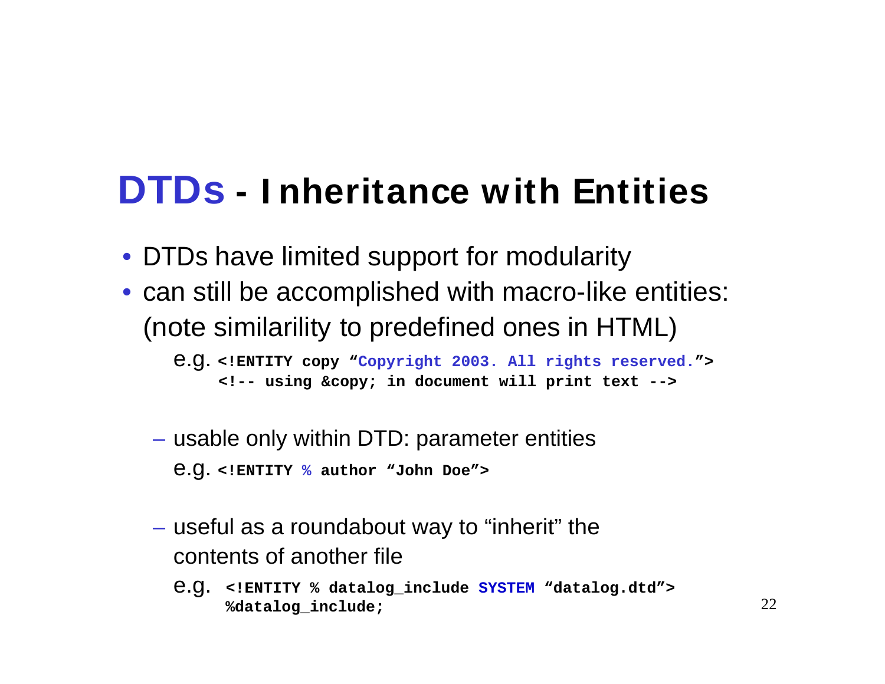# DTDs - Inheritance with Entities

- DTDs have limited support for modularity
- can still be accomplished with macro-like entities: (note similarility to predefined ones in HTML)

  e.g.
  ```
  <!ENTITY copy "Copyright 2003. All rights reserved.">
  <!-- using &copy; in document will print text -->
  ```

  - usable only within DTD: parameter entities

    e.g.
    ```
    <!ENTITY % author "John Doe">
    ```

  - useful as a roundabout way to "inherit" the contents of another file

    e.g.
    ```
    <!ENTITY % datalog_include SYSTEM "datalog.dtd">
    %datalog_include;
    ```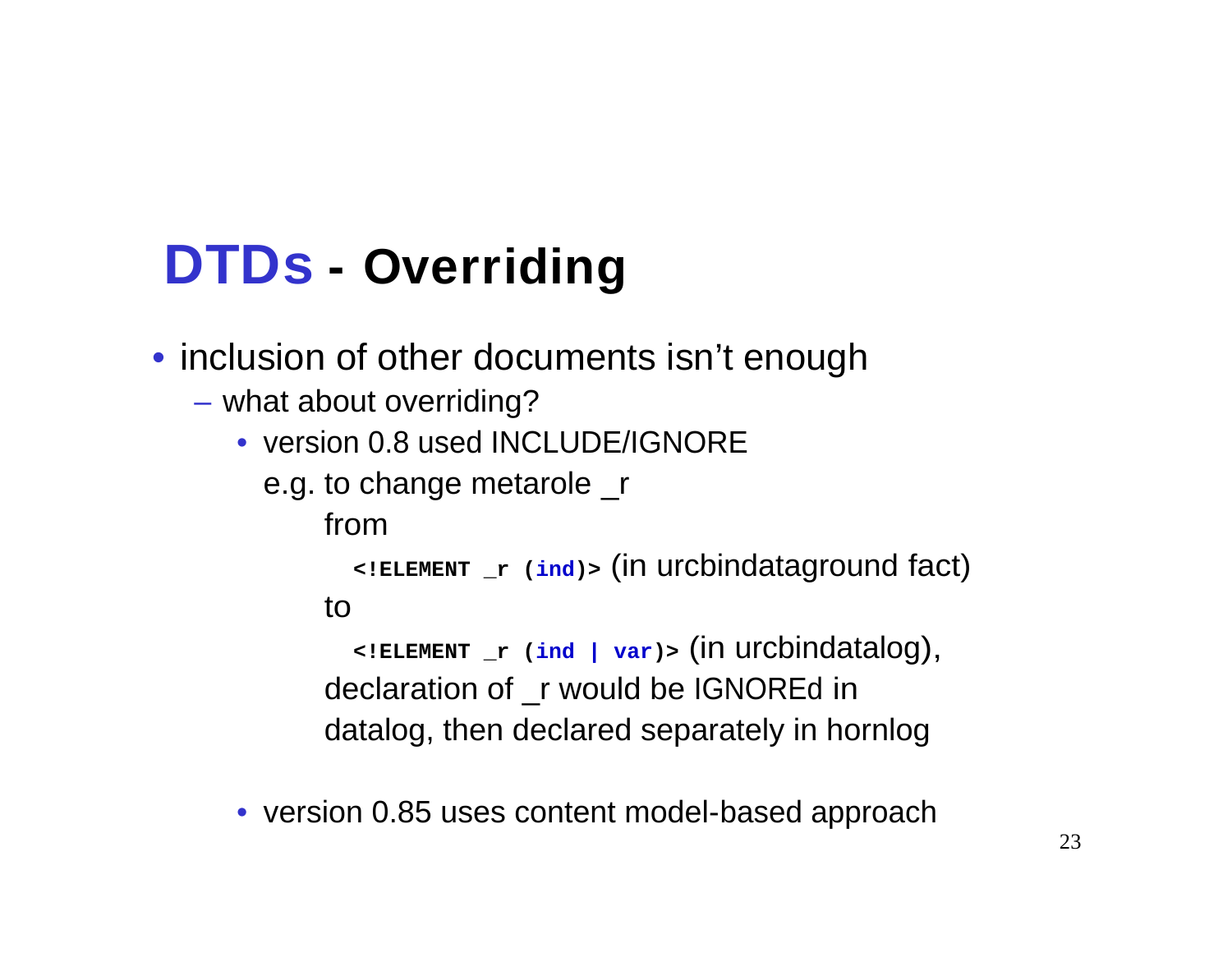# DTDs - Overriding

- inclusion of other documents isn't enough
  - what about overriding?
    - version 0.8 used INCLUDE/IGNORE

      e.g. to change metarole _r

      from

      `<!ELEMENT _r (ind)>` (in urcbindataground fact)

      to

      `<!ELEMENT _r (ind | var)>` (in urcbindatalog),

      declaration of _r would be IGNOREd in datalog, then declared separately in hornlog

    - version 0.85 uses content model-based approach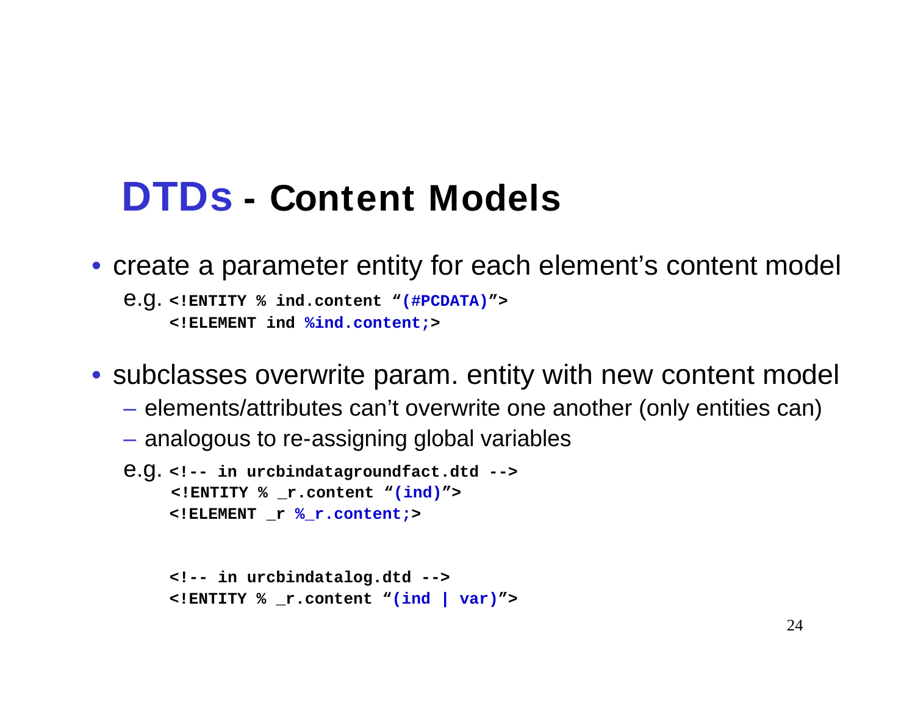# DTDs - Content Models

- create a parameter entity for each element's content model

e.g.
```
<!ENTITY % ind.content "(#PCDATA)">
<!ELEMENT ind %ind.content;>
```

- subclasses overwrite param. entity with new content model
  - elements/attributes can't overwrite one another (only entities can)
  - analogous to re-assigning global variables

e.g.
```
<!-- in urcbindatagroundfact.dtd -->
<!ENTITY % _r.content "(ind)">
<!ELEMENT _r %_r.content;>


<!-- in urcbindatalog.dtd -->
<!ENTITY % _r.content "(ind | var)">
```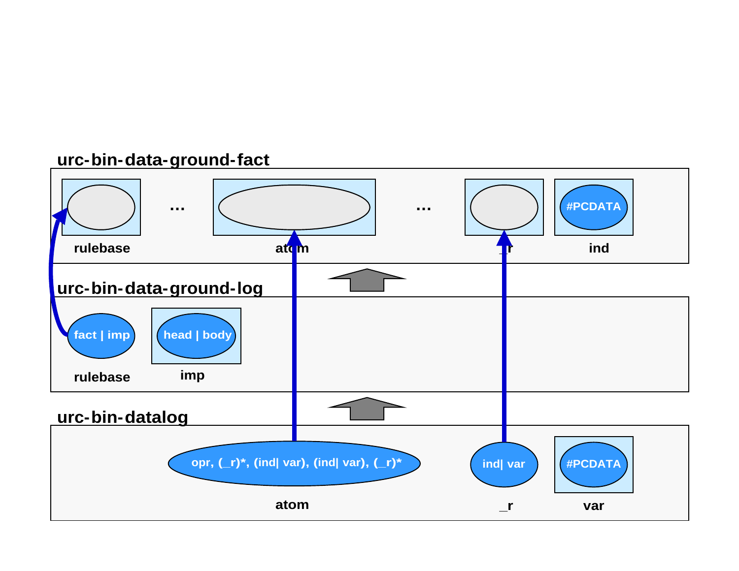**urc-bin-data-ground-fact**

rulebase … atom … _r

#PCDATA

ind

**urc-bin-data-ground-log**

fact | imp

rulebase

head | body

imp

**urc-bin-datalog**

opr, (_r)*, (ind| var), (ind| var), (_r)*

atom

ind| var

_r

#PCDATA

var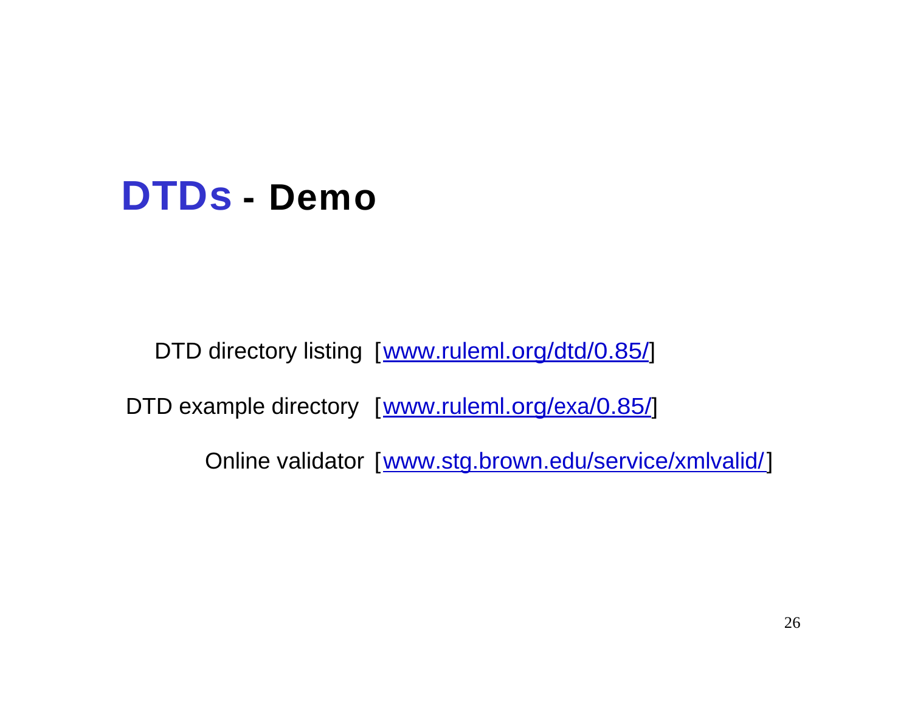# DTDs - Demo

DTD directory listing [www.ruleml.org/dtd/0.85/]

DTD example directory [www.ruleml.org/exa/0.85/]

Online validator [www.stg.brown.edu/service/xmlvalid/]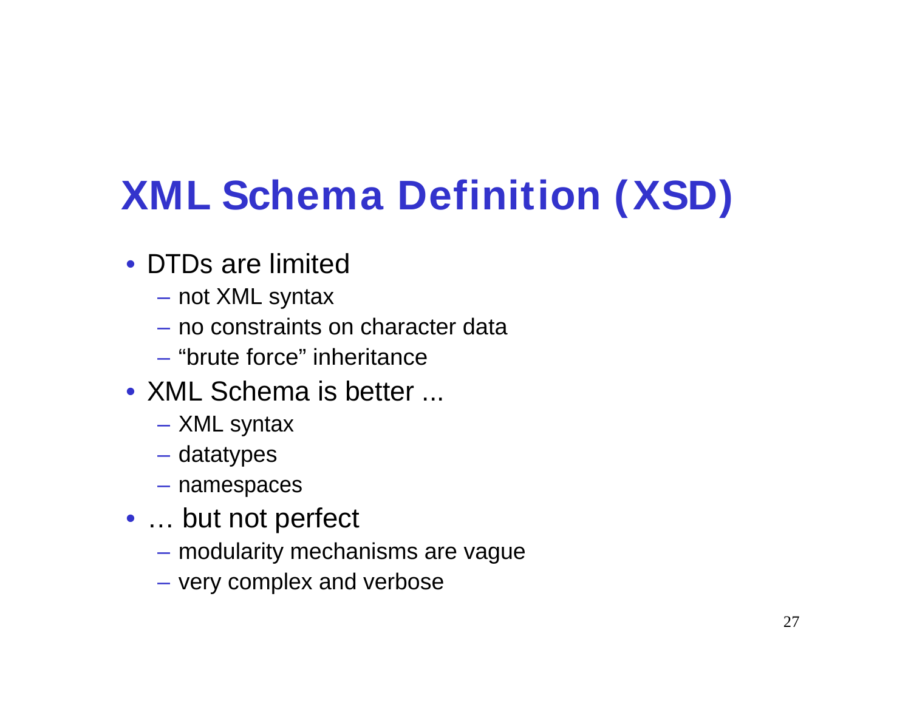# XML Schema Definition (XSD)

- DTDs are limited
  - not XML syntax
  - no constraints on character data
  - “brute force” inheritance
- XML Schema is better ...
  - XML syntax
  - datatypes
  - namespaces
- … but not perfect
  - modularity mechanisms are vague
  - very complex and verbose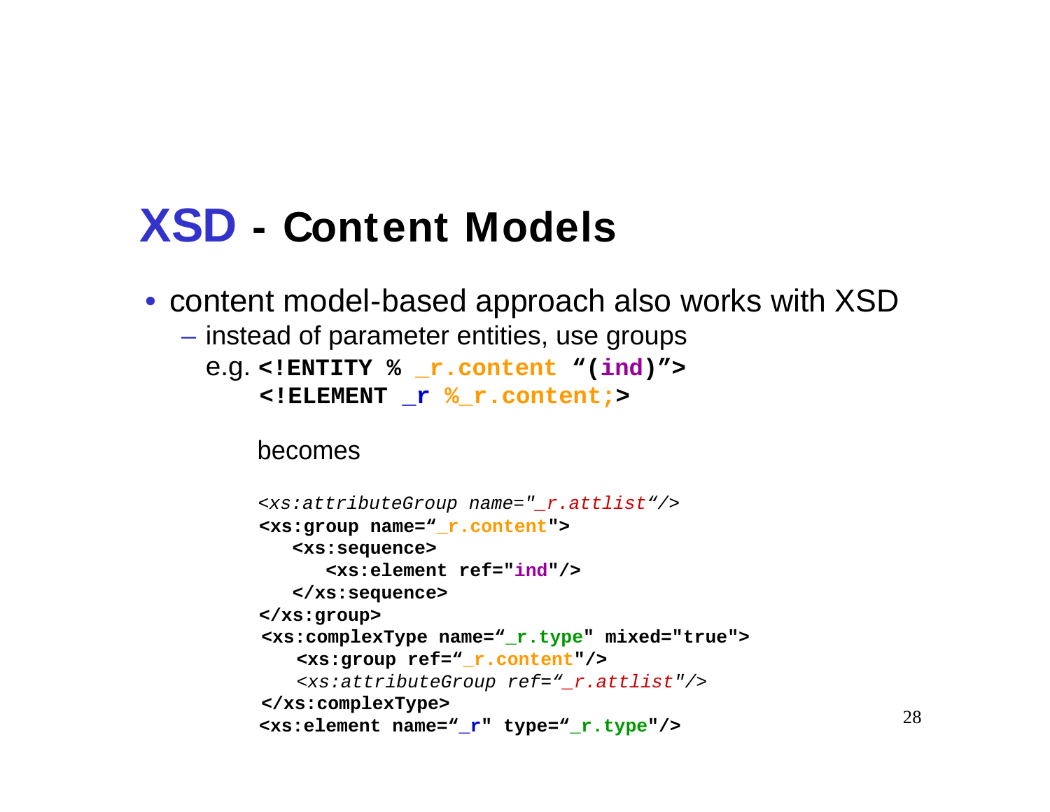# XSD - Content Models

- content model-based approach also works with XSD
  - instead of parameter entities, use groups

    e.g.
    ```
    <!ENTITY % _r.content "(ind)">
    <!ELEMENT _r %_r.content;>
    ```

    becomes

    ```
    <xs:attributeGroup name="_r.attlist"/>
    <xs:group name="_r.content">
       <xs:sequence>
          <xs:element ref="ind"/>
       </xs:sequence>
    </xs:group>
    <xs:complexType name="_r.type" mixed="true">
       <xs:group ref="_r.content"/>
       <xs:attributeGroup ref="_r.attlist"/>
    </xs:complexType>
    <xs:element name="_r" type="_r.type"/>
    ```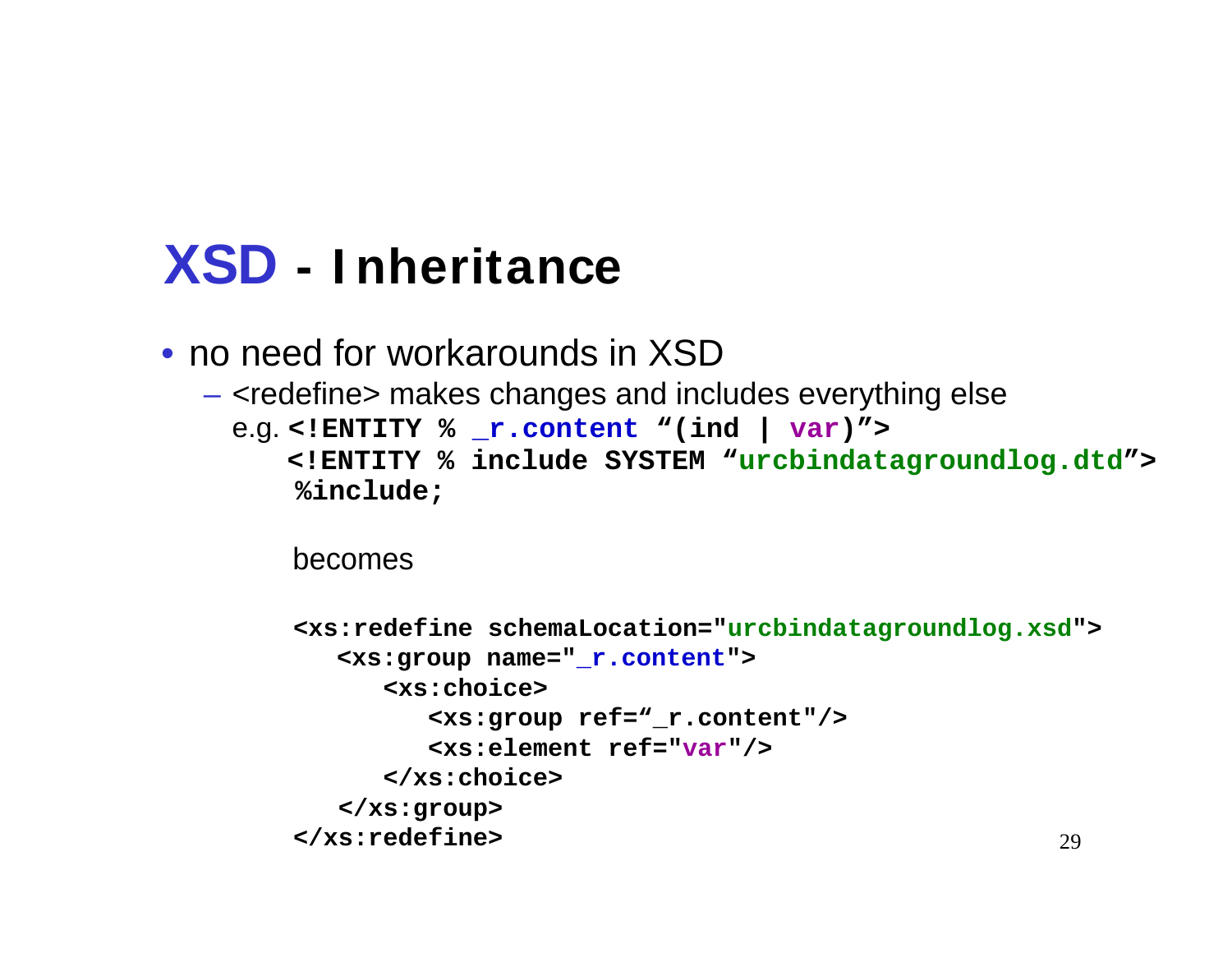# XSD - Inheritance

- no need for workarounds in XSD
  - <redefine> makes changes and includes everything else

    e.g.
    ```
    <!ENTITY % _r.content “(ind | var)”>
    <!ENTITY % include SYSTEM “urcbindatagroundlog.dtd”>
    %include;
    ```

    becomes

    ```
    <xs:redefine schemaLocation="urcbindatagroundlog.xsd">
       <xs:group name="_r.content">
          <xs:choice>
             <xs:group ref=“_r.content"/>
             <xs:element ref="var"/>
          </xs:choice>
       </xs:group>
    </xs:redefine>
    ```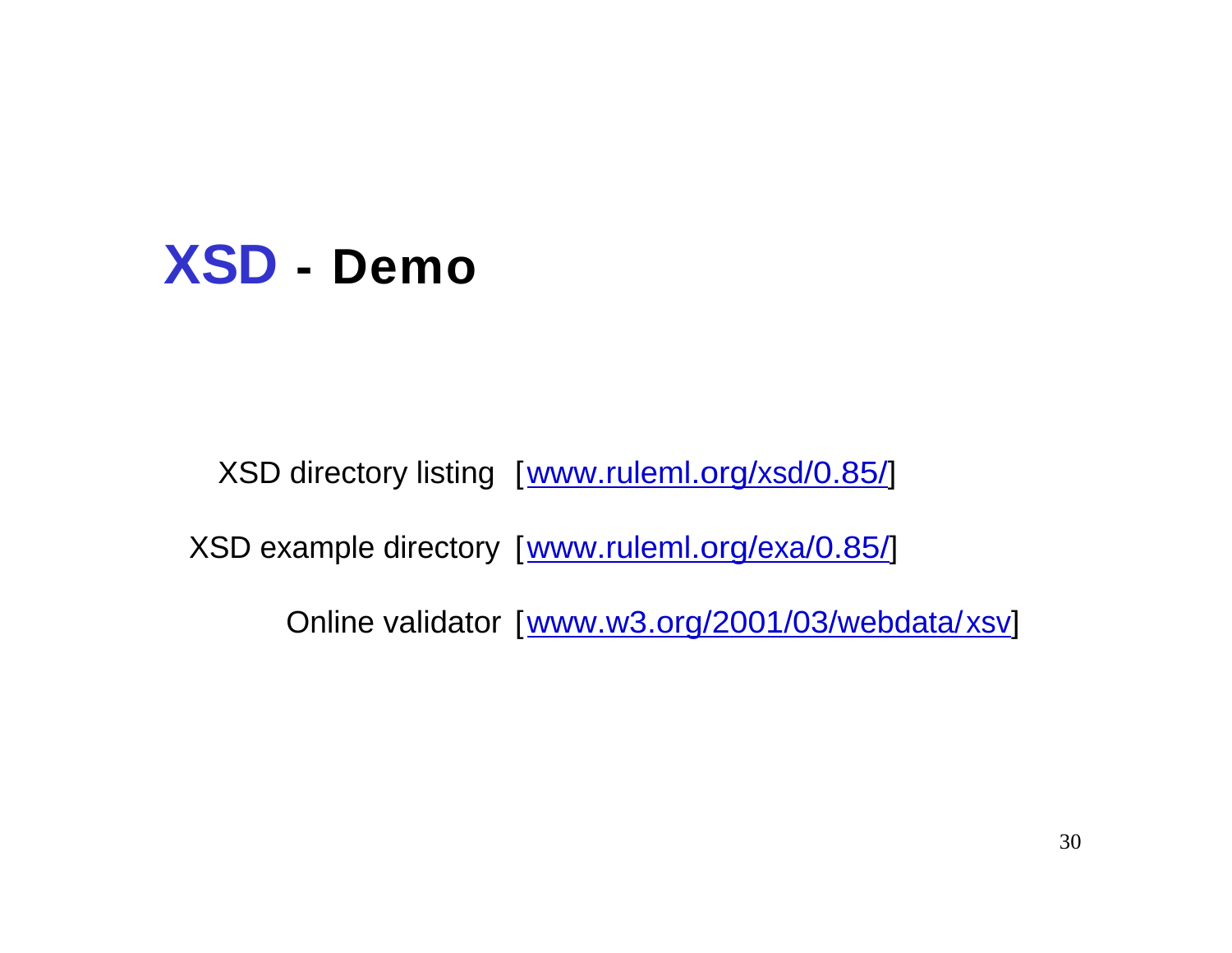# XSD - Demo

XSD directory listing [www.ruleml.org/xsd/0.85/]

XSD example directory [www.ruleml.org/exa/0.85/]

Online validator [www.w3.org/2001/03/webdata/xsv]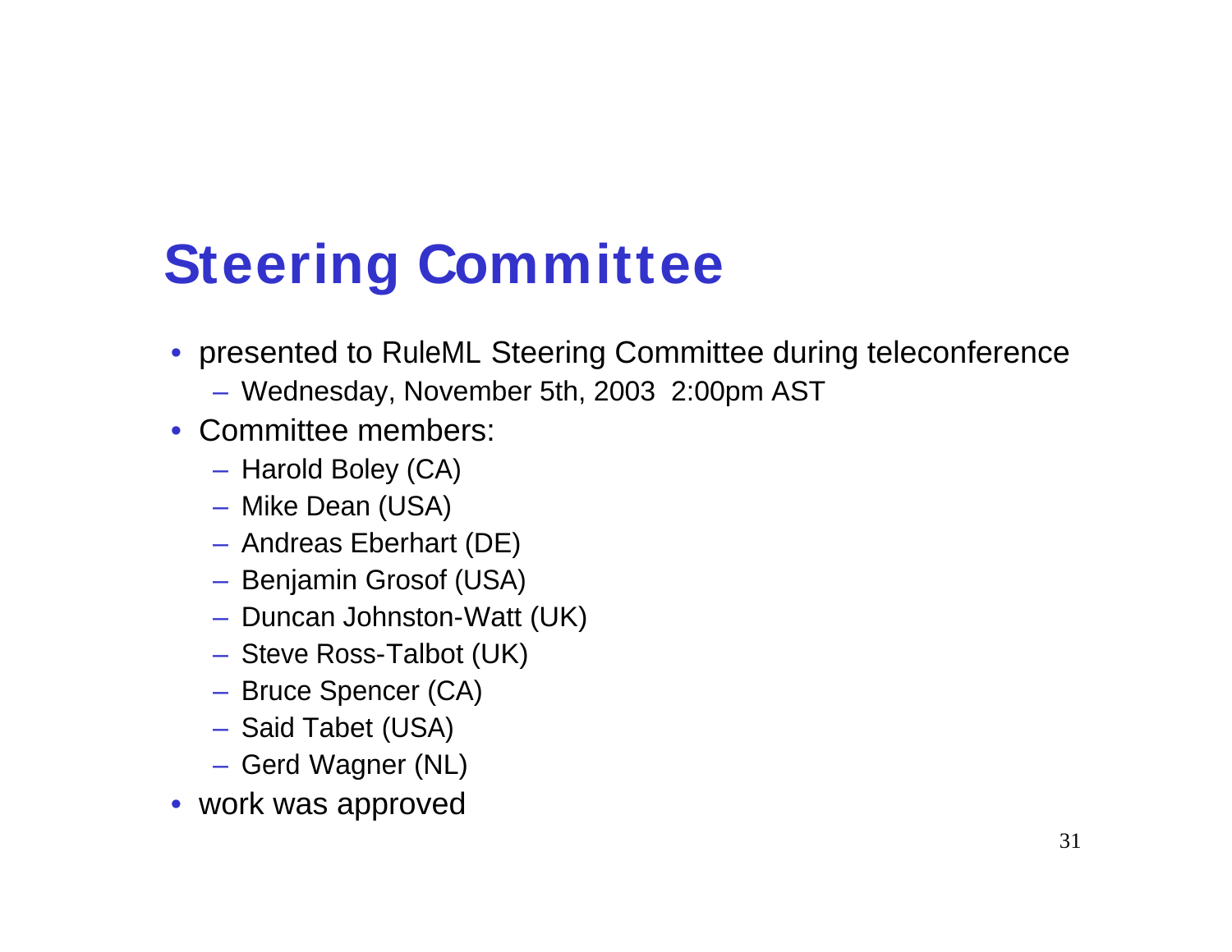# Steering Committee

- presented to RuleML Steering Committee during teleconference
  - Wednesday, November 5th, 2003 2:00pm AST
- Committee members:
  - Harold Boley (CA)
  - Mike Dean (USA)
  - Andreas Eberhart (DE)
  - Benjamin Grosof (USA)
  - Duncan Johnston-Watt (UK)
  - Steve Ross-Talbot (UK)
  - Bruce Spencer (CA)
  - Said Tabet (USA)
  - Gerd Wagner (NL)
- work was approved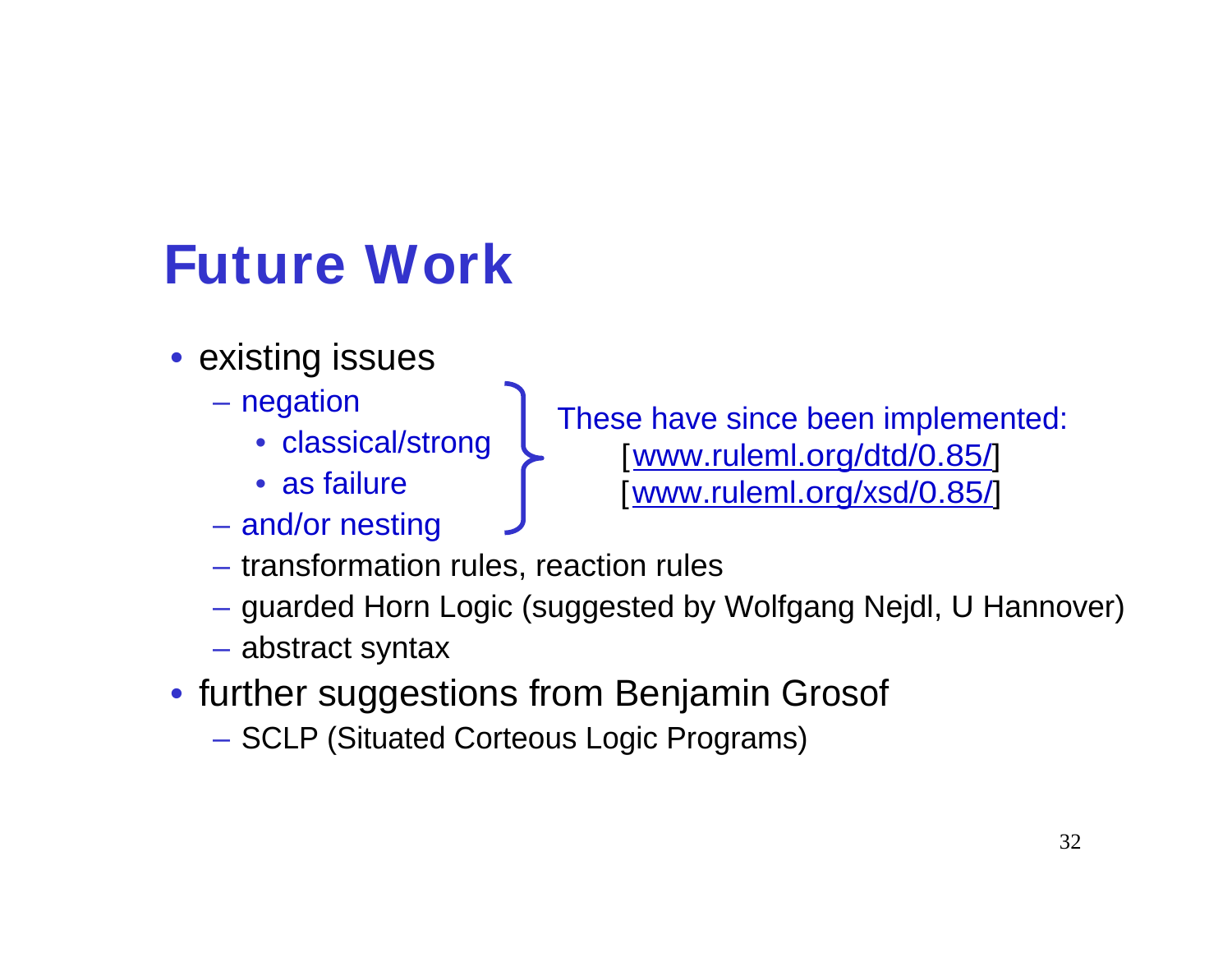# Future Work

- existing issues
  - negation
    - classical/strong
    - as failure
  - and/or nesting
  
  These have since been implemented: [www.ruleml.org/dtd/0.85/] [www.ruleml.org/xsd/0.85/]

  - transformation rules, reaction rules
  - guarded Horn Logic (suggested by Wolfgang Nejdl, U Hannover)
  - abstract syntax
- further suggestions from Benjamin Grosof
  - SCLP (Situated Corteous Logic Programs)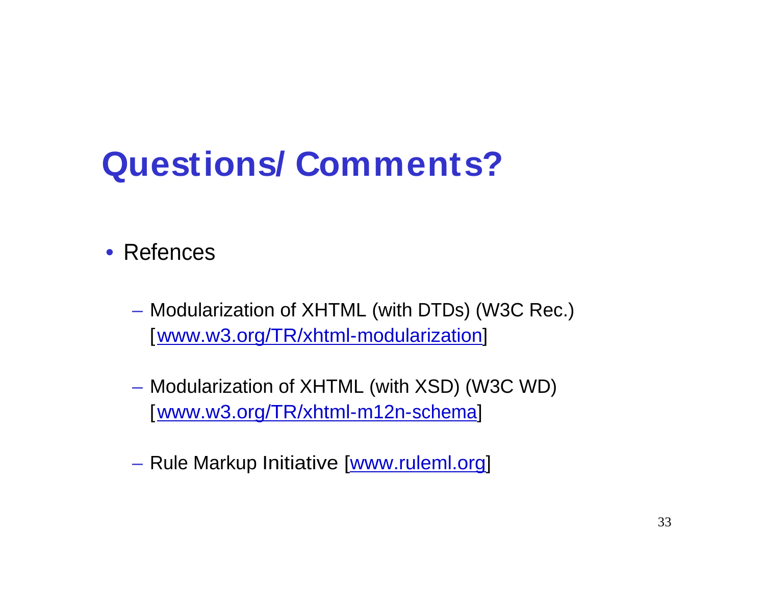# Questions/ Comments?

- Refences
  - Modularization of XHTML (with DTDs) (W3C Rec.) [www.w3.org/TR/xhtml-modularization]
  - Modularization of XHTML (with XSD) (W3C WD) [www.w3.org/TR/xhtml-m12n-schema]
  - Rule Markup Initiative [www.ruleml.org]